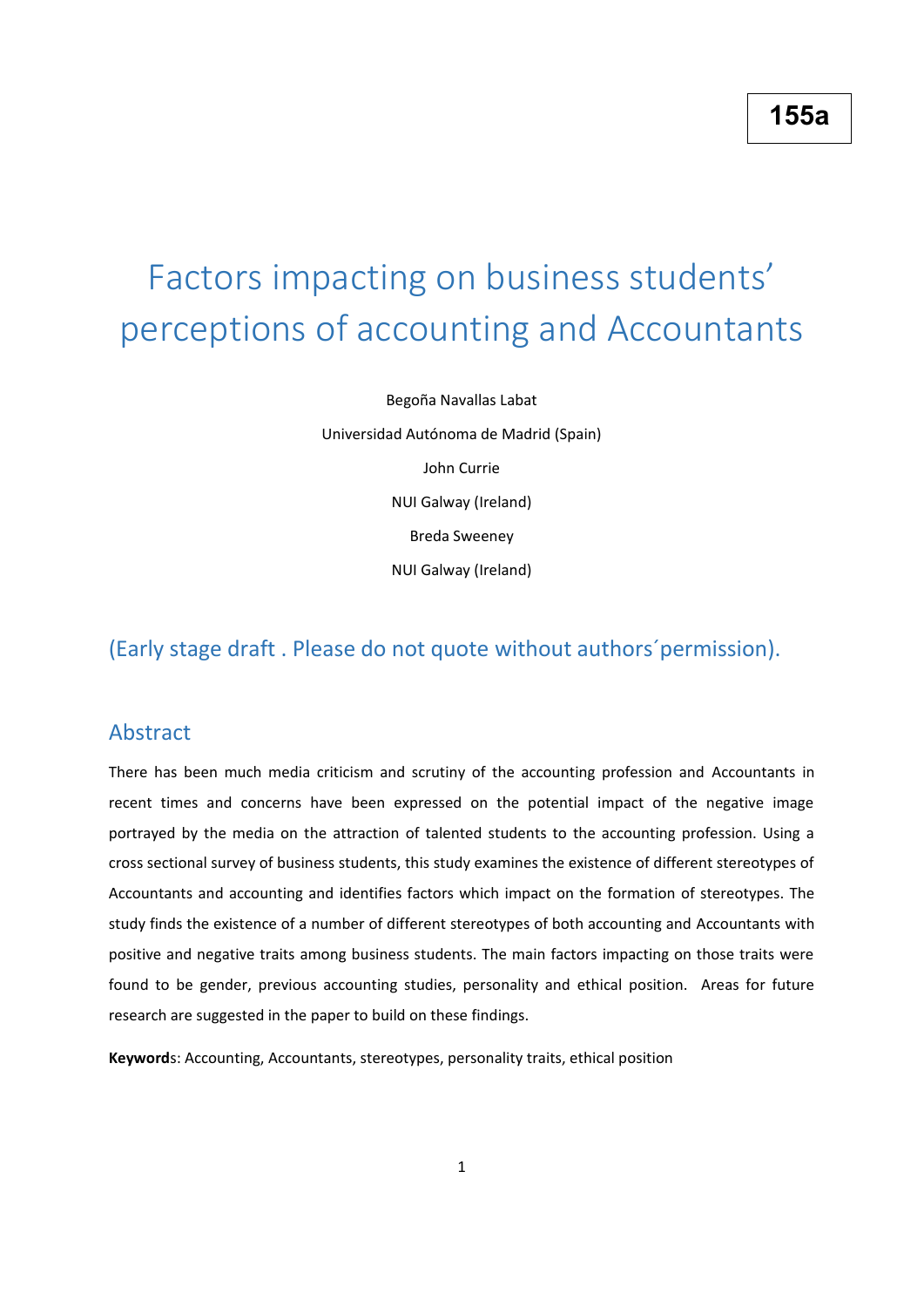155a

# Factors impacting on business students' perceptions of accounting and Accountants

Begoña Navallas Labat

Universidad Autónoma de Madrid (Spain)

John Currie

NUI Galway (Ireland)

Breda Sweeney

NUI Galway (Ireland)

## (Early stage draft . Please do not quote without authors´permission).

## Abstract

There has been much media criticism and scrutiny of the accounting profession and Accountants in recent times and concerns have been expressed on the potential impact of the negative image portrayed by the media on the attraction of talented students to the accounting profession. Using a cross sectional survey of business students, this study examines the existence of different stereotypes of Accountants and accounting and identifies factors which impact on the formation of stereotypes. The study finds the existence of a number of different stereotypes of both accounting and Accountants with positive and negative traits among business students. The main factors impacting on those traits were found to be gender, previous accounting studies, personality and ethical position. Areas for future research are suggested in the paper to build on these findings.

**Keywords**: Accounting, Accountants, stereotypes, personality traits, ethical position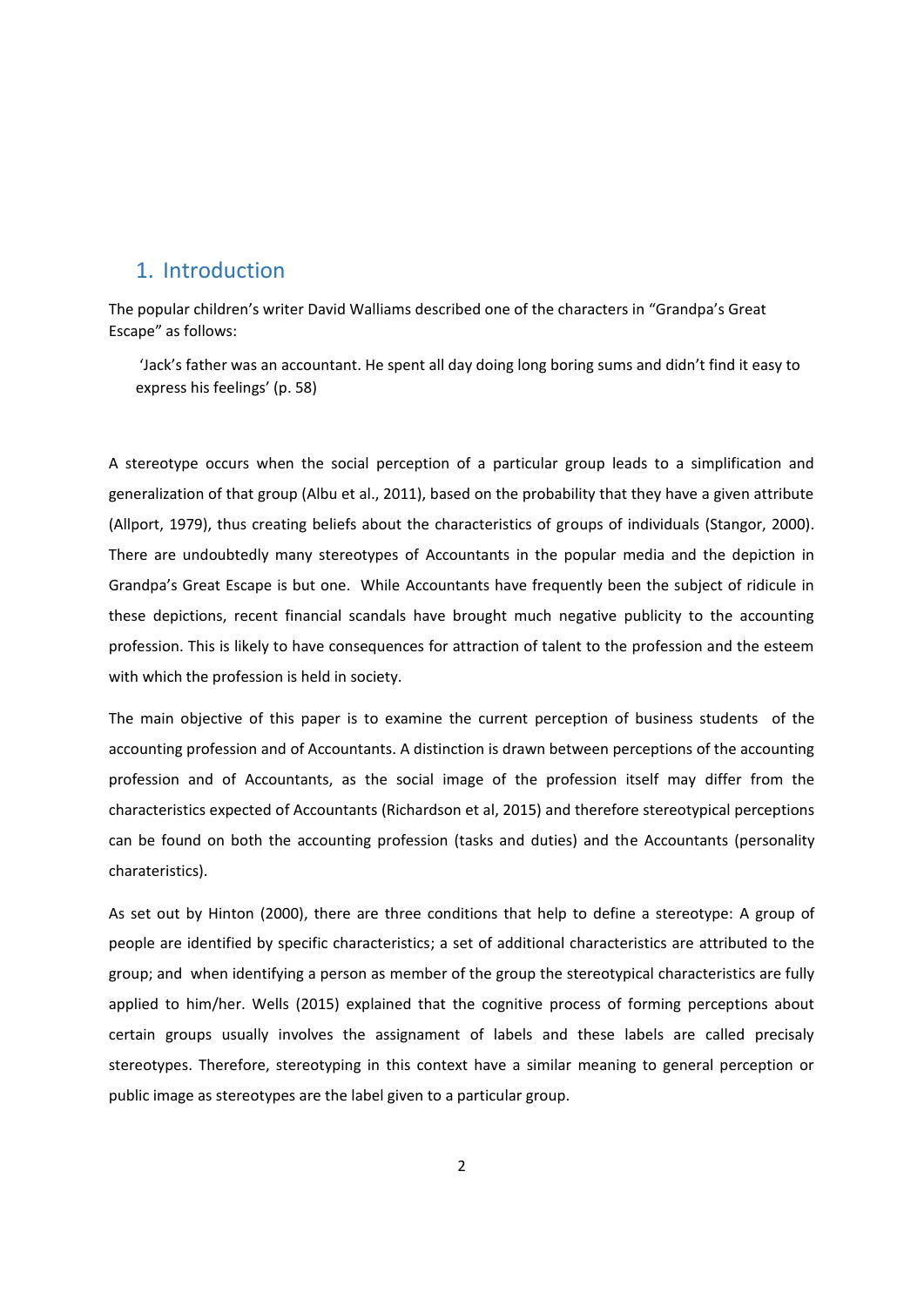## 1. Introduction

The popular children's writer David Walliams described one of the characters in "Grandpa's Great Escape" as follows:

> 'Jack's father was an accountant. He spent all day doing long boring sums and didn't find it easy to express his feelings' (p. 58)

A stereotype occurs when the social perception of a particular group leads to a simplification and generalization of that group (Albu et al., 2011), based on the probability that they have a given attribute (Allport, 1979), thus creating beliefs about the characteristics of groups of individuals (Stangor, 2000). There are undoubtedly many stereotypes of Accountants in the popular media and the depiction in Grandpa's Great Escape is but one. While Accountants have frequently been the subject of ridicule in these depictions, recent financial scandals have brought much negative publicity to the accounting profession. This is likely to have consequences for attraction of talent to the profession and the esteem with which the profession is held in society.

The main objective of this paper is to examine the current perception of business students of the accounting profession and of Accountants. A distinction is drawn between perceptions of the accounting profession and of Accountants, as the social image of the profession itself may differ from the characteristics expected of Accountants (Richardson et al, 2015) and therefore stereotypical perceptions can be found on both the accounting profession (tasks and duties) and the Accountants (personality charateristics).

As set out by Hinton (2000), there are three conditions that help to define a stereotype: A group of people are identified by specific characteristics; a set of additional characteristics are attributed to the group; and when identifying a person as member of the group the stereotypical characteristics are fully applied to him/her. Wells (2015) explained that the cognitive process of forming perceptions about certain groups usually involves the assignament of labels and these labels are called precisaly stereotypes. Therefore, stereotyping in this context have a similar meaning to general perception or public image as stereotypes are the label given to a particular group.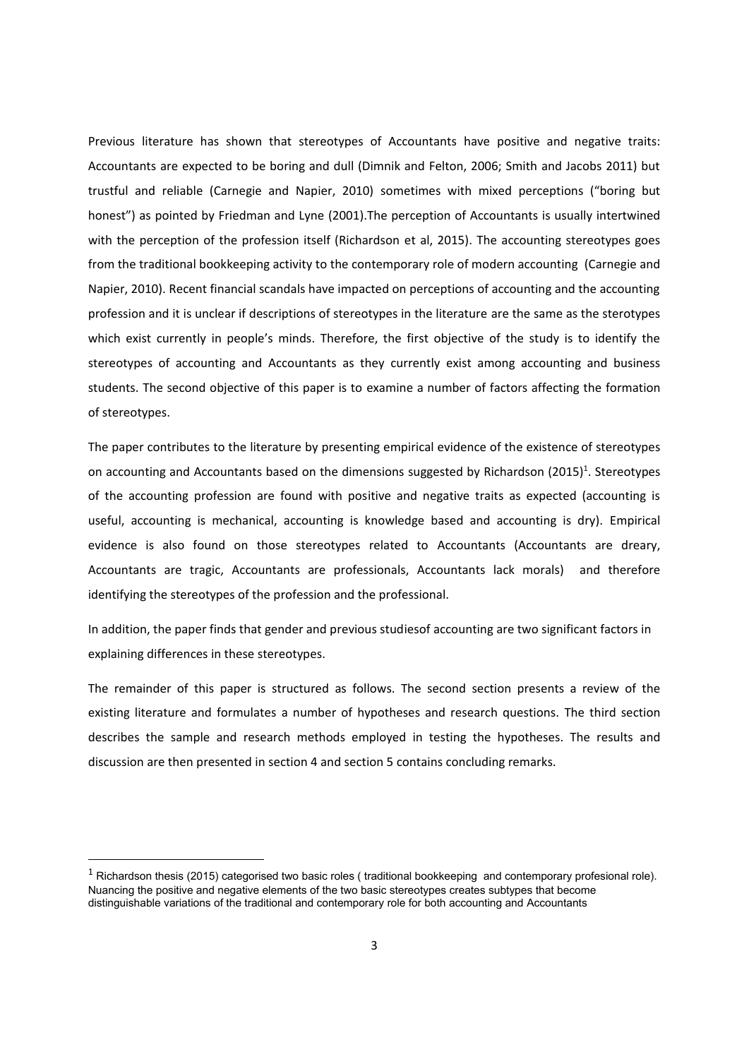Previous literature has shown that stereotypes of Accountants have positive and negative traits: Accountants are expected to be boring and dull (Dimnik and Felton, 2006; Smith and Jacobs 2011) but trustful and reliable (Carnegie and Napier, 2010) sometimes with mixed perceptions ("boring but honest") as pointed by Friedman and Lyne (2001).The perception of Accountants is usually intertwined with the perception of the profession itself (Richardson et al, 2015). The accounting stereotypes goes from the traditional bookkeeping activity to the contemporary role of modern accounting (Carnegie and Napier, 2010). Recent financial scandals have impacted on perceptions of accounting and the accounting profession and it is unclear if descriptions of stereotypes in the literature are the same as the sterotypes which exist currently in people's minds. Therefore, the first objective of the study is to identify the stereotypes of accounting and Accountants as they currently exist among accounting and business students. The second objective of this paper is to examine a number of factors affecting the formation of stereotypes.

The paper contributes to the literature by presenting empirical evidence of the existence of stereotypes on accounting and Accountants based on the dimensions suggested by Richardson (2015)[1]. Stereotypes of the accounting profession are found with positive and negative traits as expected (accounting is useful, accounting is mechanical, accounting is knowledge based and accounting is dry). Empirical evidence is also found on those stereotypes related to Accountants (Accountants are dreary, Accountants are tragic, Accountants are professionals, Accountants lack morals) and therefore identifying the stereotypes of the profession and the professional.

In addition, the paper finds that gender and previous studiesof accounting are two significant factors in explaining differences in these stereotypes.

The remainder of this paper is structured as follows. The second section presents a review of the existing literature and formulates a number of hypotheses and research questions. The third section describes the sample and research methods employed in testing the hypotheses. The results and discussion are then presented in section 4 and section 5 contains concluding remarks.

[1] Richardson thesis (2015) categorised two basic roles ( traditional bookkeeping and contemporary profesional role). Nuancing the positive and negative elements of the two basic stereotypes creates subtypes that become distinguishable variations of the traditional and contemporary role for both accounting and Accountants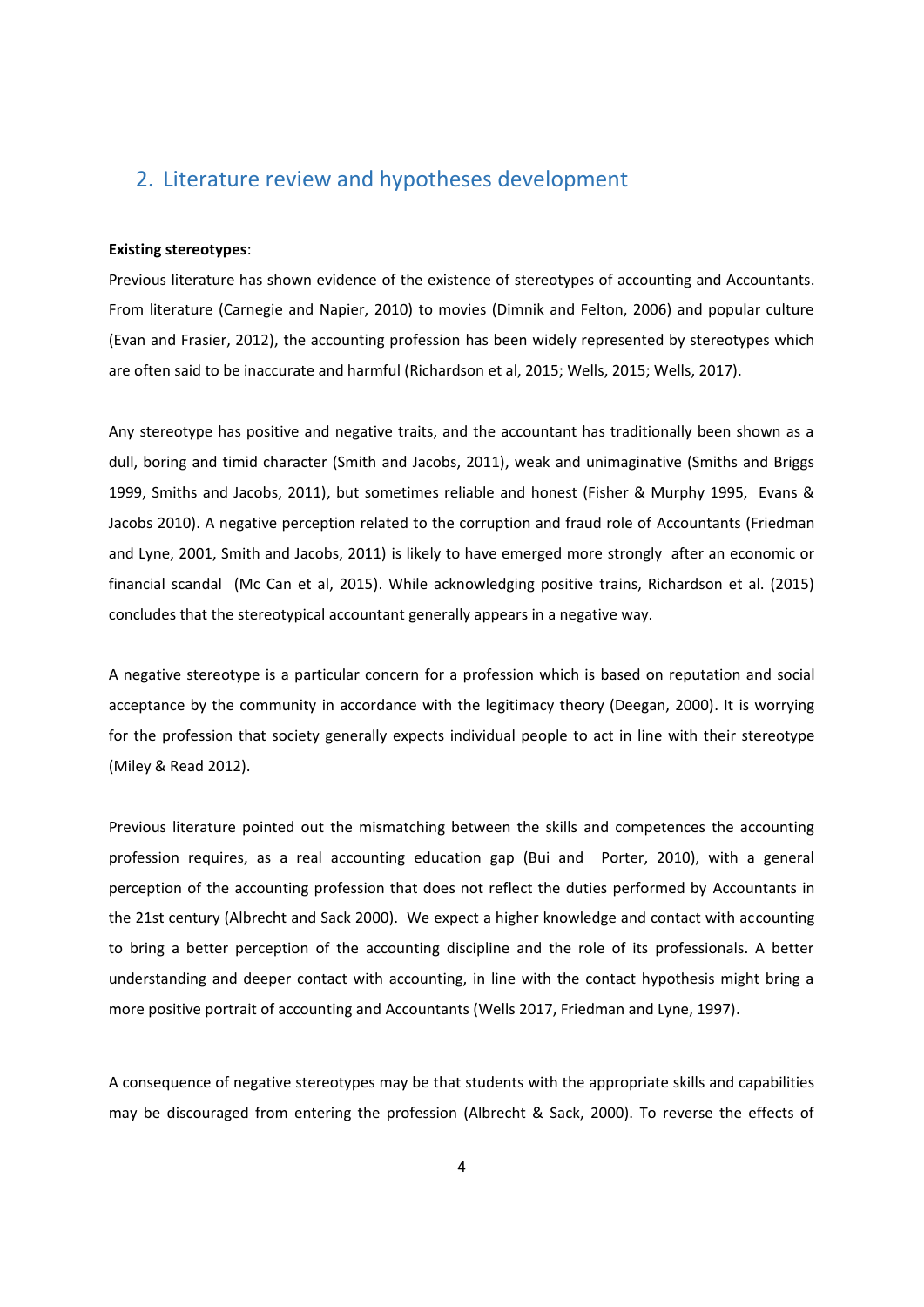## 2. Literature review and hypotheses development

**Existing stereotypes**:

Previous literature has shown evidence of the existence of stereotypes of accounting and Accountants. From literature (Carnegie and Napier, 2010) to movies (Dimnik and Felton, 2006) and popular culture (Evan and Frasier, 2012), the accounting profession has been widely represented by stereotypes which are often said to be inaccurate and harmful (Richardson et al, 2015; Wells, 2015; Wells, 2017).

Any stereotype has positive and negative traits, and the accountant has traditionally been shown as a dull, boring and timid character (Smith and Jacobs, 2011), weak and unimaginative (Smiths and Briggs 1999, Smiths and Jacobs, 2011), but sometimes reliable and honest (Fisher & Murphy 1995, Evans & Jacobs 2010). A negative perception related to the corruption and fraud role of Accountants (Friedman and Lyne, 2001, Smith and Jacobs, 2011) is likely to have emerged more strongly after an economic or financial scandal (Mc Can et al, 2015). While acknowledging positive trains, Richardson et al. (2015) concludes that the stereotypical accountant generally appears in a negative way.

A negative stereotype is a particular concern for a profession which is based on reputation and social acceptance by the community in accordance with the legitimacy theory (Deegan, 2000). It is worrying for the profession that society generally expects individual people to act in line with their stereotype (Miley & Read 2012).

Previous literature pointed out the mismatching between the skills and competences the accounting profession requires, as a real accounting education gap (Bui and Porter, 2010), with a general perception of the accounting profession that does not reflect the duties performed by Accountants in the 21st century (Albrecht and Sack 2000). We expect a higher knowledge and contact with accounting to bring a better perception of the accounting discipline and the role of its professionals. A better understanding and deeper contact with accounting, in line with the contact hypothesis might bring a more positive portrait of accounting and Accountants (Wells 2017, Friedman and Lyne, 1997).

A consequence of negative stereotypes may be that students with the appropriate skills and capabilities may be discouraged from entering the profession (Albrecht & Sack, 2000). To reverse the effects of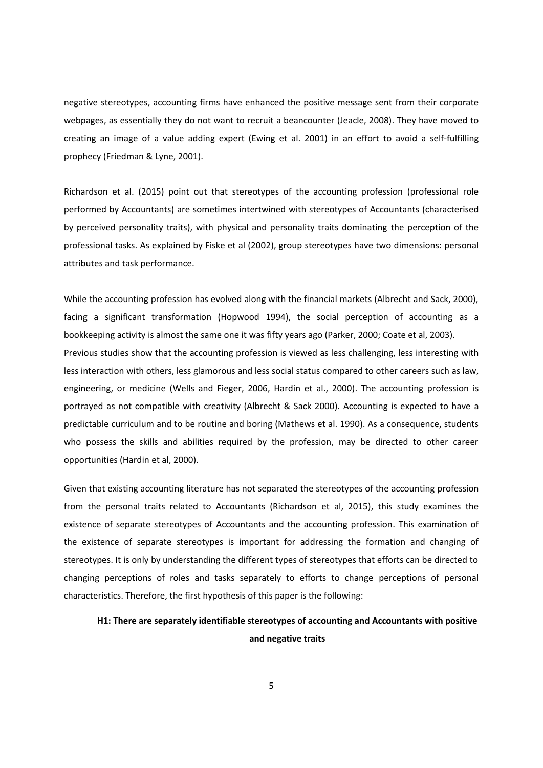negative stereotypes, accounting firms have enhanced the positive message sent from their corporate webpages, as essentially they do not want to recruit a beancounter (Jeacle, 2008). They have moved to creating an image of a value adding expert (Ewing et al. 2001) in an effort to avoid a self-fulfilling prophecy (Friedman & Lyne, 2001).

Richardson et al. (2015) point out that stereotypes of the accounting profession (professional role performed by Accountants) are sometimes intertwined with stereotypes of Accountants (characterised by perceived personality traits), with physical and personality traits dominating the perception of the professional tasks. As explained by Fiske et al (2002), group stereotypes have two dimensions: personal attributes and task performance.

While the accounting profession has evolved along with the financial markets (Albrecht and Sack, 2000), facing a significant transformation (Hopwood 1994), the social perception of accounting as a bookkeeping activity is almost the same one it was fifty years ago (Parker, 2000; Coate et al, 2003). Previous studies show that the accounting profession is viewed as less challenging, less interesting with less interaction with others, less glamorous and less social status compared to other careers such as law, engineering, or medicine (Wells and Fieger, 2006, Hardin et al., 2000). The accounting profession is portrayed as not compatible with creativity (Albrecht & Sack 2000). Accounting is expected to have a predictable curriculum and to be routine and boring (Mathews et al. 1990). As a consequence, students who possess the skills and abilities required by the profession, may be directed to other career opportunities (Hardin et al, 2000).

Given that existing accounting literature has not separated the stereotypes of the accounting profession from the personal traits related to Accountants (Richardson et al, 2015), this study examines the existence of separate stereotypes of Accountants and the accounting profession. This examination of the existence of separate stereotypes is important for addressing the formation and changing of stereotypes. It is only by understanding the different types of stereotypes that efforts can be directed to changing perceptions of roles and tasks separately to efforts to change perceptions of personal characteristics. Therefore, the first hypothesis of this paper is the following:

**H1: There are separately identifiable stereotypes of accounting and Accountants with positive and negative traits**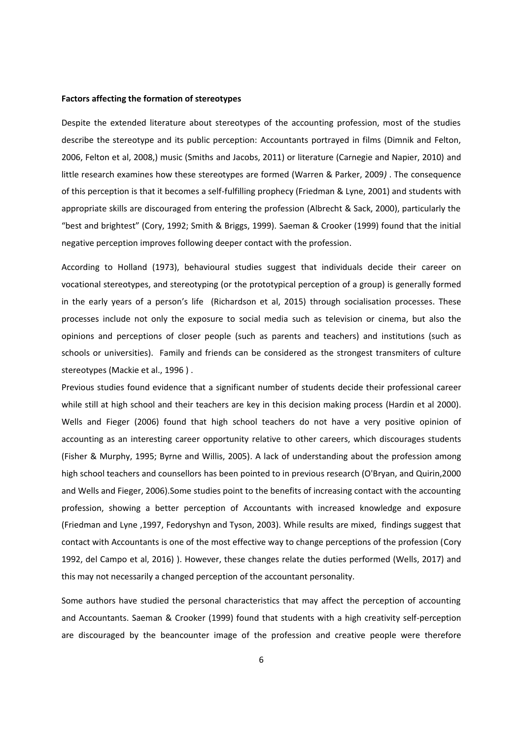**Factors affecting the formation of stereotypes**

Despite the extended literature about stereotypes of the accounting profession, most of the studies describe the stereotype and its public perception: Accountants portrayed in films (Dimnik and Felton, 2006, Felton et al, 2008,) music (Smiths and Jacobs, 2011) or literature (Carnegie and Napier, 2010) and little research examines how these stereotypes are formed (Warren & Parker, 2009*)* . The consequence of this perception is that it becomes a self-fulfilling prophecy (Friedman & Lyne, 2001) and students with appropriate skills are discouraged from entering the profession (Albrecht & Sack, 2000), particularly the "best and brightest" (Cory, 1992; Smith & Briggs, 1999). Saeman & Crooker (1999) found that the initial negative perception improves following deeper contact with the profession.

According to Holland (1973), behavioural studies suggest that individuals decide their career on vocational stereotypes, and stereotyping (or the prototypical perception of a group) is generally formed in the early years of a person's life (Richardson et al, 2015) through socialisation processes. These processes include not only the exposure to social media such as television or cinema, but also the opinions and perceptions of closer people (such as parents and teachers) and institutions (such as schools or universities). Family and friends can be considered as the strongest transmiters of culture stereotypes (Mackie et al., 1996 ) .

Previous studies found evidence that a significant number of students decide their professional career while still at high school and their teachers are key in this decision making process (Hardin et al 2000). Wells and Fieger (2006) found that high school teachers do not have a very positive opinion of accounting as an interesting career opportunity relative to other careers, which discourages students (Fisher & Murphy, 1995; Byrne and Willis, 2005). A lack of understanding about the profession among high school teachers and counsellors has been pointed to in previous research (O'Bryan, and Quirin,2000 and Wells and Fieger, 2006).Some studies point to the benefits of increasing contact with the accounting profession, showing a better perception of Accountants with increased knowledge and exposure (Friedman and Lyne ,1997, Fedoryshyn and Tyson, 2003). While results are mixed, findings suggest that contact with Accountants is one of the most effective way to change perceptions of the profession (Cory 1992, del Campo et al, 2016) ). However, these changes relate the duties performed (Wells, 2017) and this may not necessarily a changed perception of the accountant personality.

Some authors have studied the personal characteristics that may affect the perception of accounting and Accountants. Saeman & Crooker (1999) found that students with a high creativity self-perception are discouraged by the beancounter image of the profession and creative people were therefore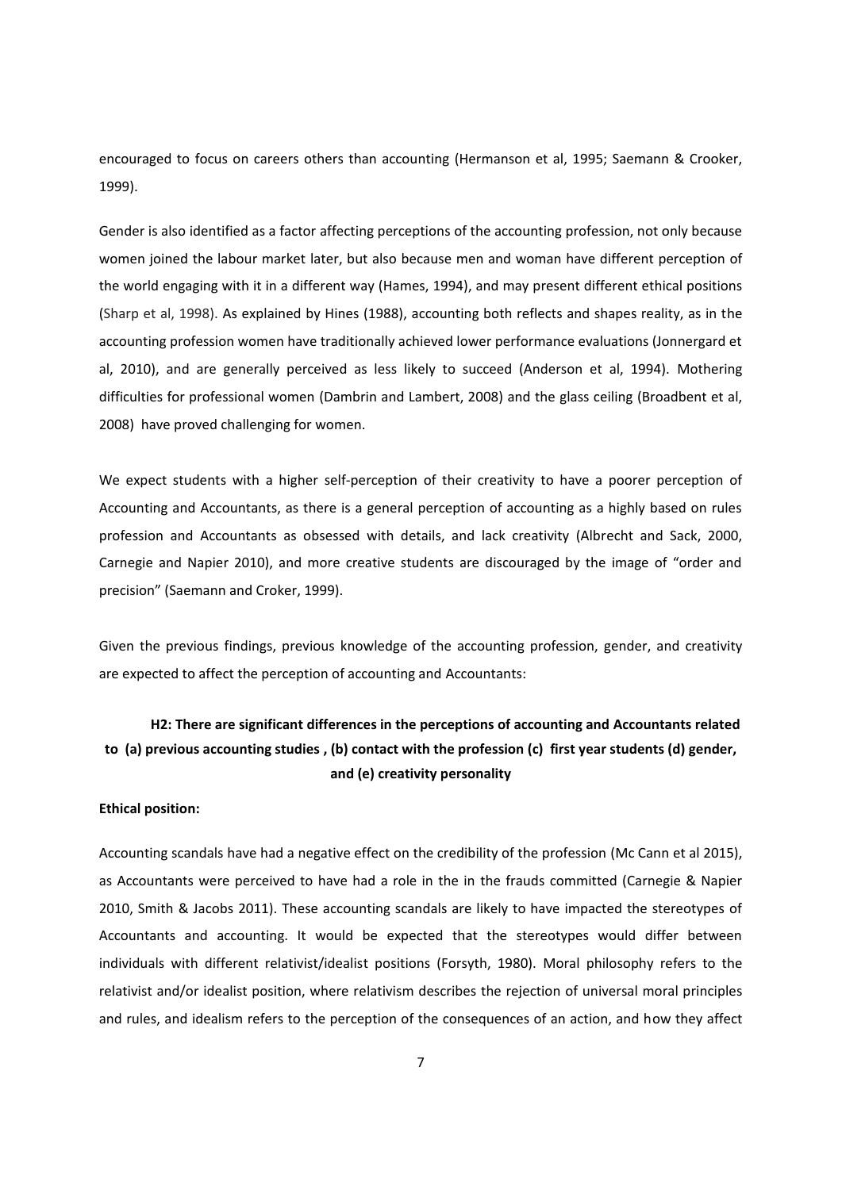encouraged to focus on careers others than accounting (Hermanson et al, 1995; Saemann & Crooker, 1999).

Gender is also identified as a factor affecting perceptions of the accounting profession, not only because women joined the labour market later, but also because men and woman have different perception of the world engaging with it in a different way (Hames, 1994), and may present different ethical positions (Sharp et al, 1998). As explained by Hines (1988), accounting both reflects and shapes reality, as in the accounting profession women have traditionally achieved lower performance evaluations (Jonnergard et al, 2010), and are generally perceived as less likely to succeed (Anderson et al, 1994). Mothering difficulties for professional women (Dambrin and Lambert, 2008) and the glass ceiling (Broadbent et al, 2008) have proved challenging for women.

We expect students with a higher self-perception of their creativity to have a poorer perception of Accounting and Accountants, as there is a general perception of accounting as a highly based on rules profession and Accountants as obsessed with details, and lack creativity (Albrecht and Sack, 2000, Carnegie and Napier 2010), and more creative students are discouraged by the image of "order and precision" (Saemann and Croker, 1999).

Given the previous findings, previous knowledge of the accounting profession, gender, and creativity are expected to affect the perception of accounting and Accountants:

**H2: There are significant differences in the perceptions of accounting and Accountants related to (a) previous accounting studies , (b) contact with the profession (c) first year students (d) gender, and (e) creativity personality**

**Ethical position:**

Accounting scandals have had a negative effect on the credibility of the profession (Mc Cann et al 2015), as Accountants were perceived to have had a role in the in the frauds committed (Carnegie & Napier 2010, Smith & Jacobs 2011). These accounting scandals are likely to have impacted the stereotypes of Accountants and accounting. It would be expected that the stereotypes would differ between individuals with different relativist/idealist positions (Forsyth, 1980). Moral philosophy refers to the relativist and/or idealist position, where relativism describes the rejection of universal moral principles and rules, and idealism refers to the perception of the consequences of an action, and how they affect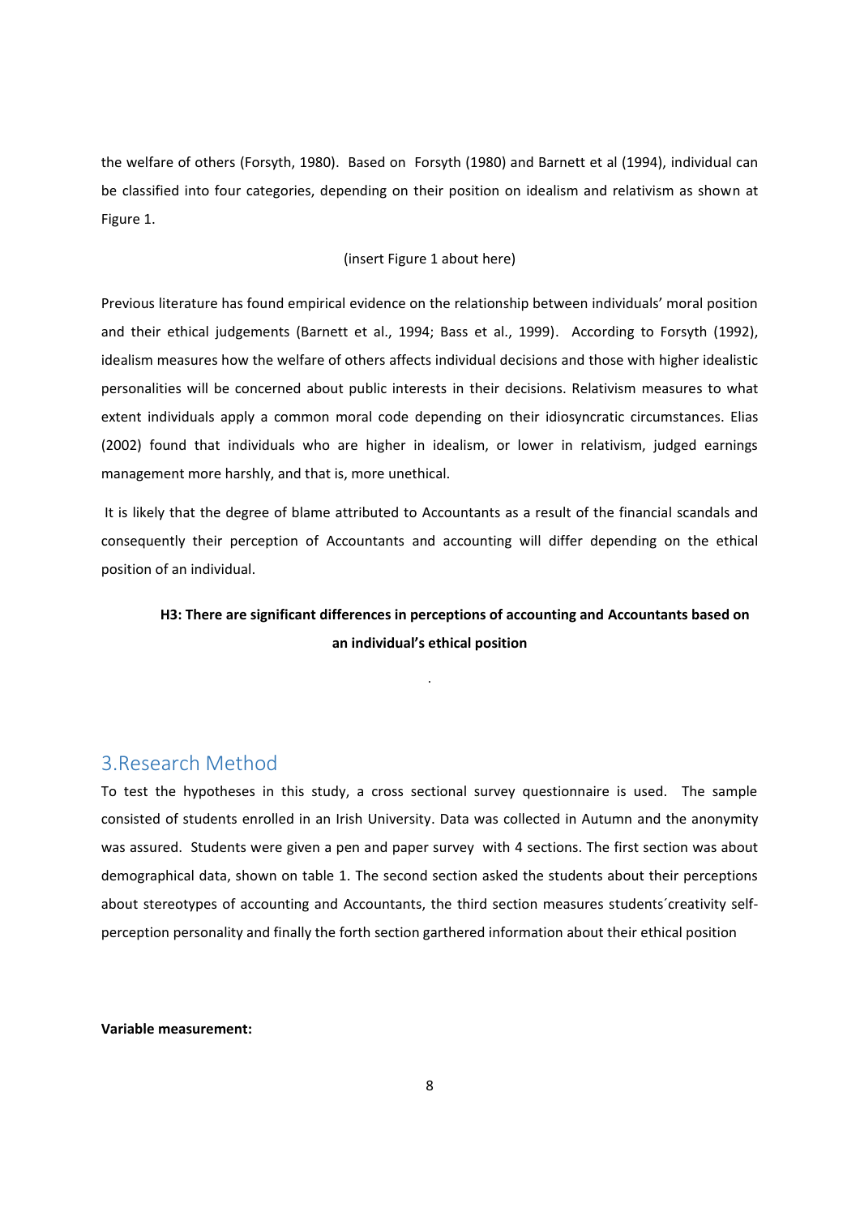the welfare of others (Forsyth, 1980). Based on Forsyth (1980) and Barnett et al (1994), individual can be classified into four categories, depending on their position on idealism and relativism as shown at Figure 1.

(insert Figure 1 about here)

Previous literature has found empirical evidence on the relationship between individuals' moral position and their ethical judgements (Barnett et al., 1994; Bass et al., 1999). According to Forsyth (1992), idealism measures how the welfare of others affects individual decisions and those with higher idealistic personalities will be concerned about public interests in their decisions. Relativism measures to what extent individuals apply a common moral code depending on their idiosyncratic circumstances. Elias (2002) found that individuals who are higher in idealism, or lower in relativism, judged earnings management more harshly, and that is, more unethical.

It is likely that the degree of blame attributed to Accountants as a result of the financial scandals and consequently their perception of Accountants and accounting will differ depending on the ethical position of an individual.

**H3: There are significant differences in perceptions of accounting and Accountants based on an individual's ethical position**

.

## 3.Research Method

To test the hypotheses in this study, a cross sectional survey questionnaire is used. The sample consisted of students enrolled in an Irish University. Data was collected in Autumn and the anonymity was assured. Students were given a pen and paper survey with 4 sections. The first section was about demographical data, shown on table 1. The second section asked the students about their perceptions about stereotypes of accounting and Accountants, the third section measures students´creativity self-perception personality and finally the forth section garthered information about their ethical position

**Variable measurement:**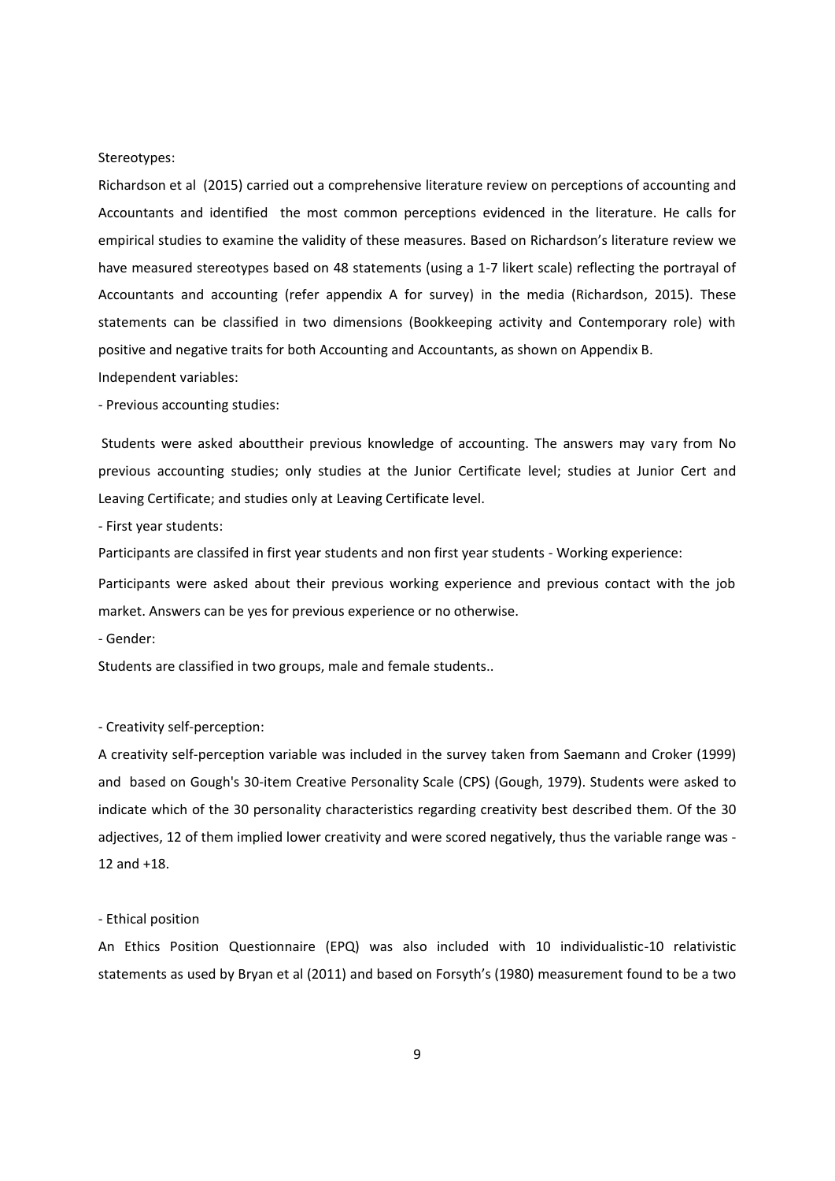Stereotypes:

Richardson et al (2015) carried out a comprehensive literature review on perceptions of accounting and Accountants and identified the most common perceptions evidenced in the literature. He calls for empirical studies to examine the validity of these measures. Based on Richardson's literature review we have measured stereotypes based on 48 statements (using a 1-7 likert scale) reflecting the portrayal of Accountants and accounting (refer appendix A for survey) in the media (Richardson, 2015). These statements can be classified in two dimensions (Bookkeeping activity and Contemporary role) with positive and negative traits for both Accounting and Accountants, as shown on Appendix B.

Independent variables:

- Previous accounting studies:

Students were asked abouttheir previous knowledge of accounting. The answers may vary from No previous accounting studies; only studies at the Junior Certificate level; studies at Junior Cert and Leaving Certificate; and studies only at Leaving Certificate level.

- First year students:

Participants are classifed in first year students and non first year students - Working experience:

Participants were asked about their previous working experience and previous contact with the job market. Answers can be yes for previous experience or no otherwise.

- Gender:

Students are classified in two groups, male and female students..

- Creativity self-perception:

A creativity self-perception variable was included in the survey taken from Saemann and Croker (1999) and based on Gough's 30-item Creative Personality Scale (CPS) (Gough, 1979). Students were asked to indicate which of the 30 personality characteristics regarding creativity best described them. Of the 30 adjectives, 12 of them implied lower creativity and were scored negatively, thus the variable range was -12 and +18.

- Ethical position

An Ethics Position Questionnaire (EPQ) was also included with 10 individualistic-10 relativistic statements as used by Bryan et al (2011) and based on Forsyth's (1980) measurement found to be a two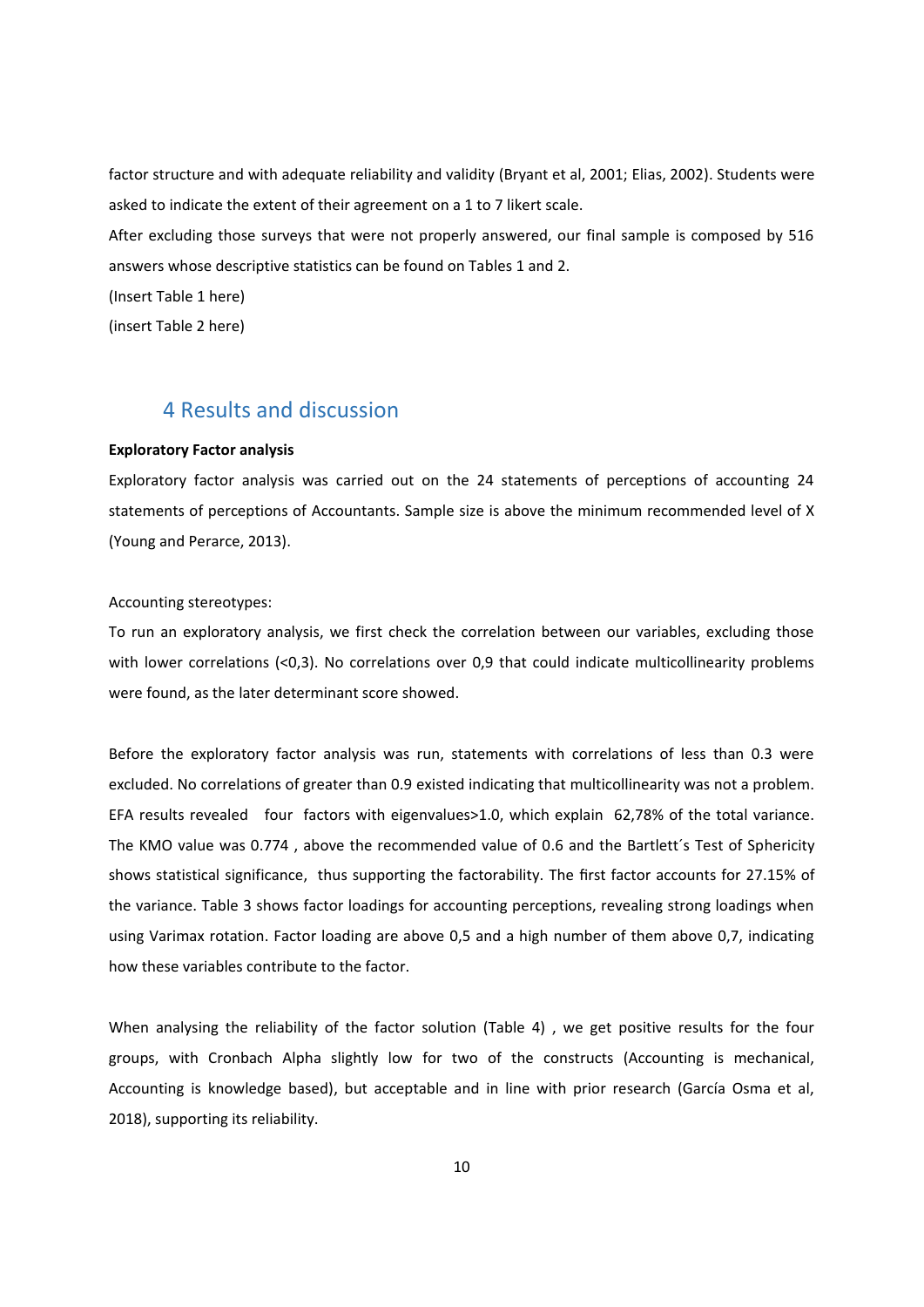factor structure and with adequate reliability and validity (Bryant et al, 2001; Elias, 2002). Students were asked to indicate the extent of their agreement on a 1 to 7 likert scale.

After excluding those surveys that were not properly answered, our final sample is composed by 516 answers whose descriptive statistics can be found on Tables 1 and 2.

(Insert Table 1 here)

(insert Table 2 here)

## 4 Results and discussion

**Exploratory Factor analysis**

Exploratory factor analysis was carried out on the 24 statements of perceptions of accounting 24 statements of perceptions of Accountants. Sample size is above the minimum recommended level of X (Young and Perarce, 2013).

Accounting stereotypes:

To run an exploratory analysis, we first check the correlation between our variables, excluding those with lower correlations (<0,3). No correlations over 0,9 that could indicate multicollinearity problems were found, as the later determinant score showed.

Before the exploratory factor analysis was run, statements with correlations of less than 0.3 were excluded. No correlations of greater than 0.9 existed indicating that multicollinearity was not a problem. EFA results revealed four factors with eigenvalues>1.0, which explain 62,78% of the total variance. The KMO value was 0.774 , above the recommended value of 0.6 and the Bartlett´s Test of Sphericity shows statistical significance, thus supporting the factorability. The first factor accounts for 27.15% of the variance. Table 3 shows factor loadings for accounting perceptions, revealing strong loadings when using Varimax rotation. Factor loading are above 0,5 and a high number of them above 0,7, indicating how these variables contribute to the factor.

When analysing the reliability of the factor solution (Table 4) , we get positive results for the four groups, with Cronbach Alpha slightly low for two of the constructs (Accounting is mechanical, Accounting is knowledge based), but acceptable and in line with prior research (García Osma et al, 2018), supporting its reliability.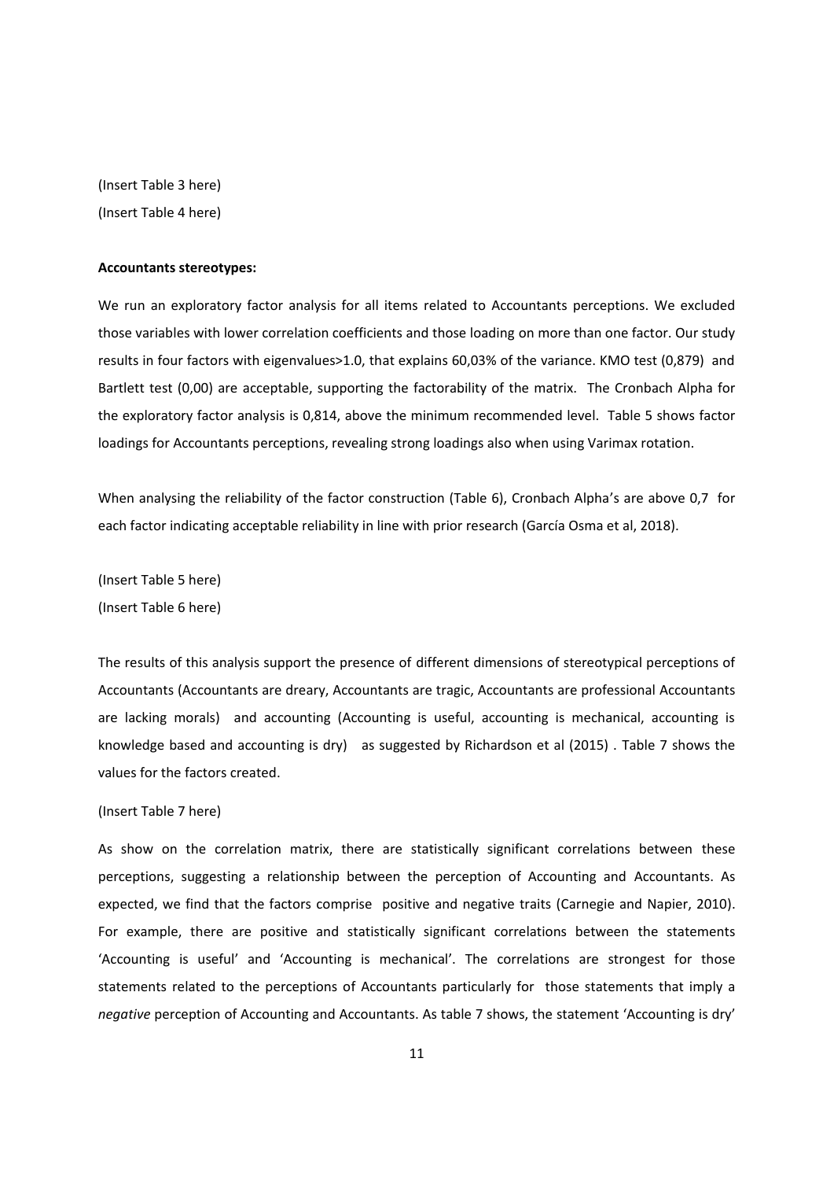(Insert Table 3 here)
(Insert Table 4 here)

**Accountants stereotypes:**

We run an exploratory factor analysis for all items related to Accountants perceptions. We excluded those variables with lower correlation coefficients and those loading on more than one factor. Our study results in four factors with eigenvalues>1.0, that explains 60,03% of the variance. KMO test (0,879) and Bartlett test (0,00) are acceptable, supporting the factorability of the matrix. The Cronbach Alpha for the exploratory factor analysis is 0,814, above the minimum recommended level. Table 5 shows factor loadings for Accountants perceptions, revealing strong loadings also when using Varimax rotation.

When analysing the reliability of the factor construction (Table 6), Cronbach Alpha's are above 0,7 for each factor indicating acceptable reliability in line with prior research (García Osma et al, 2018).

(Insert Table 5 here)
(Insert Table 6 here)

The results of this analysis support the presence of different dimensions of stereotypical perceptions of Accountants (Accountants are dreary, Accountants are tragic, Accountants are professional Accountants are lacking morals) and accounting (Accounting is useful, accounting is mechanical, accounting is knowledge based and accounting is dry) as suggested by Richardson et al (2015) . Table 7 shows the values for the factors created.

(Insert Table 7 here)

As show on the correlation matrix, there are statistically significant correlations between these perceptions, suggesting a relationship between the perception of Accounting and Accountants. As expected, we find that the factors comprise positive and negative traits (Carnegie and Napier, 2010). For example, there are positive and statistically significant correlations between the statements 'Accounting is useful' and 'Accounting is mechanical'. The correlations are strongest for those statements related to the perceptions of Accountants particularly for those statements that imply a *negative* perception of Accounting and Accountants. As table 7 shows, the statement 'Accounting is dry'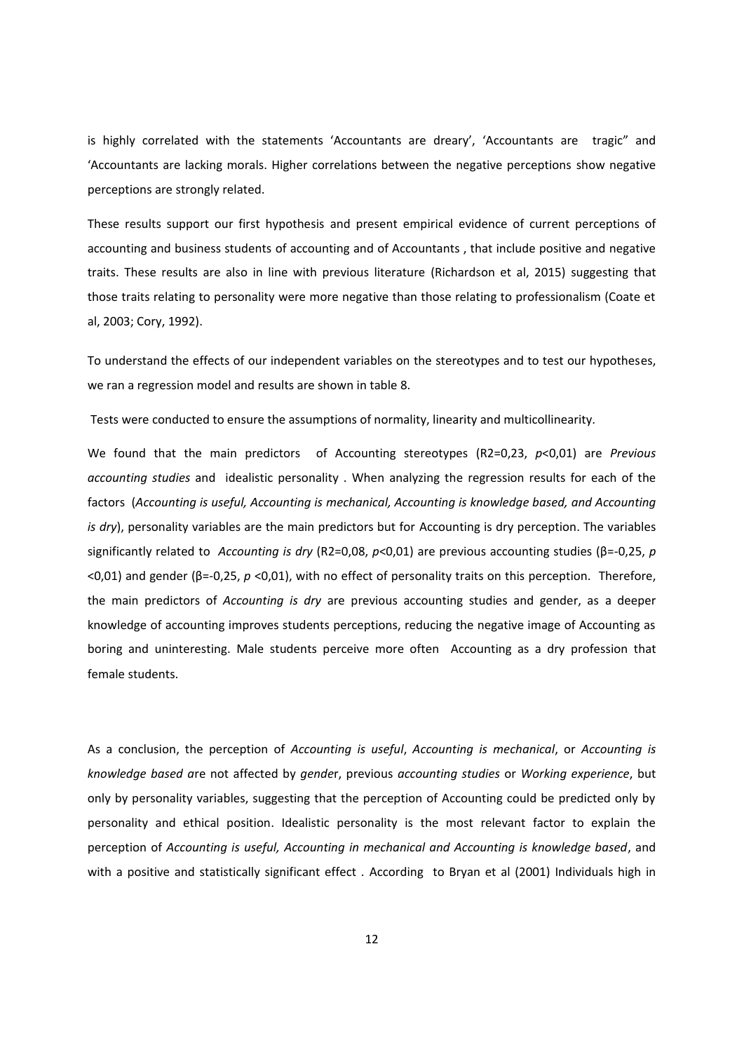is highly correlated with the statements 'Accountants are dreary', 'Accountants are tragic" and 'Accountants are lacking morals. Higher correlations between the negative perceptions show negative perceptions are strongly related.

These results support our first hypothesis and present empirical evidence of current perceptions of accounting and business students of accounting and of Accountants , that include positive and negative traits. These results are also in line with previous literature (Richardson et al, 2015) suggesting that those traits relating to personality were more negative than those relating to professionalism (Coate et al, 2003; Cory, 1992).

To understand the effects of our independent variables on the stereotypes and to test our hypotheses, we ran a regression model and results are shown in table 8.

Tests were conducted to ensure the assumptions of normality, linearity and multicollinearity.

We found that the main predictors of Accounting stereotypes ($R2=0{,}23$, $p<0{,}01$) are *Previous accounting studies* and idealistic personality . When analyzing the regression results for each of the factors (*Accounting is useful, Accounting is mechanical, Accounting is knowledge based, and Accounting is dry*), personality variables are the main predictors but for Accounting is dry perception. The variables significantly related to *Accounting is dry* ($R2=0{,}08$, $p<0{,}01$) are previous accounting studies ($\beta=-0{,}25$, $p<0{,}01$) and gender ($\beta=-0{,}25$, $p<0{,}01$), with no effect of personality traits on this perception. Therefore, the main predictors of *Accounting is dry* are previous accounting studies and gender, as a deeper knowledge of accounting improves students perceptions, reducing the negative image of Accounting as boring and uninteresting. Male students perceive more often Accounting as a dry profession that female students.

As a conclusion, the perception of *Accounting is useful*, *Accounting is mechanical*, or *Accounting is knowledge based a*re not affected by *gende*r, previous *accounting studies* or *Working experience*, but only by personality variables, suggesting that the perception of Accounting could be predicted only by personality and ethical position. Idealistic personality is the most relevant factor to explain the perception of *Accounting is useful, Accounting in mechanical and Accounting is knowledge based*, and with a positive and statistically significant effect . According to Bryan et al (2001) Individuals high in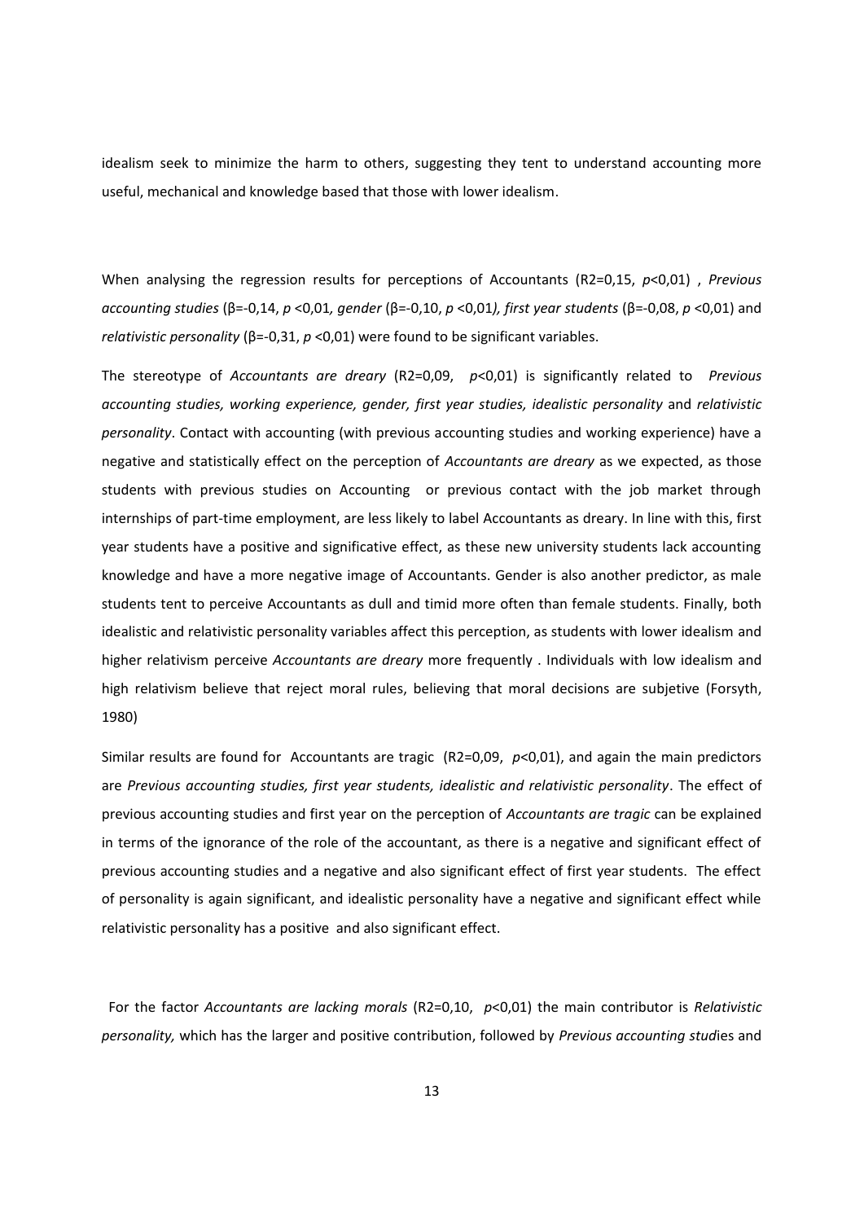idealism seek to minimize the harm to others, suggesting they tent to understand accounting more useful, mechanical and knowledge based that those with lower idealism.

When analysing the regression results for perceptions of Accountants ($R2=0,15$, $p<0,01$) , *Previous accounting studies* ($\beta=-0,14$, $p<0,01$*, gender* ($\beta=-0,10$, $p<0,01$*), first year students* ($\beta=-0,08$, $p<0,01$) and *relativistic personality* ($\beta=-0,31$, $p<0,01$) were found to be significant variables.

The stereotype of *Accountants are dreary* ($R2=0,09$, $p<0,01$) is significantly related to *Previous accounting studies, working experience, gender, first year studies, idealistic personality* and *relativistic personality*. Contact with accounting (with previous accounting studies and working experience) have a negative and statistically effect on the perception of *Accountants are dreary* as we expected, as those students with previous studies on Accounting or previous contact with the job market through internships of part-time employment, are less likely to label Accountants as dreary. In line with this, first year students have a positive and significative effect, as these new university students lack accounting knowledge and have a more negative image of Accountants. Gender is also another predictor, as male students tent to perceive Accountants as dull and timid more often than female students. Finally, both idealistic and relativistic personality variables affect this perception, as students with lower idealism and higher relativism perceive *Accountants are dreary* more frequently . Individuals with low idealism and high relativism believe that reject moral rules, believing that moral decisions are subjetive (Forsyth, 1980)

Similar results are found for Accountants are tragic ($R2=0,09$, $p<0,01$), and again the main predictors are *Previous accounting studies, first year students, idealistic and relativistic personality*. The effect of previous accounting studies and first year on the perception of *Accountants are tragic* can be explained in terms of the ignorance of the role of the accountant, as there is a negative and significant effect of previous accounting studies and a negative and also significant effect of first year students. The effect of personality is again significant, and idealistic personality have a negative and significant effect while relativistic personality has a positive and also significant effect.

For the factor *Accountants are lacking morals* ($R2=0,10$, $p<0,01$) the main contributor is *Relativistic personality,* which has the larger and positive contribution, followed by *Previous accounting stud*ies and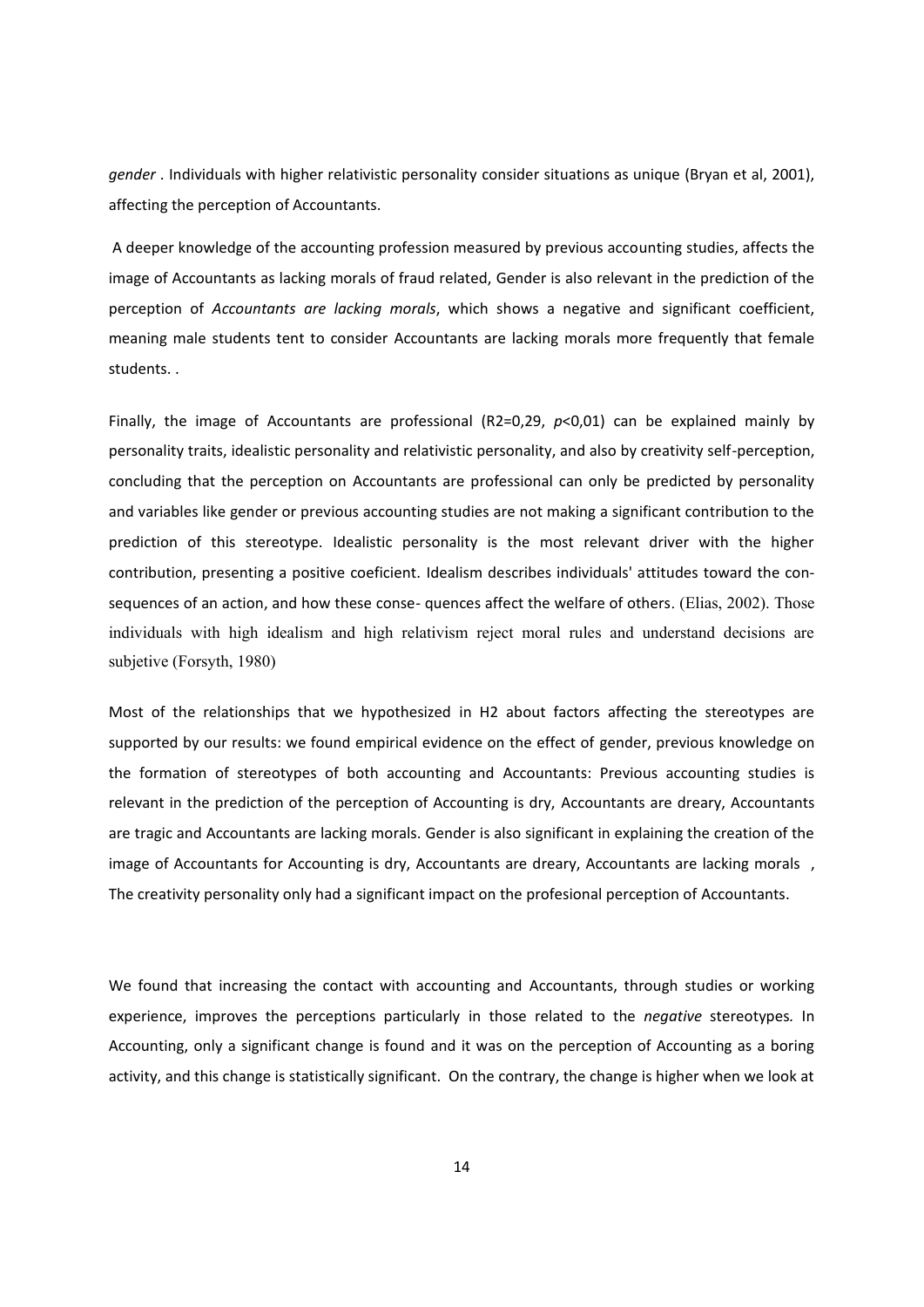*gender* . Individuals with higher relativistic personality consider situations as unique (Bryan et al, 2001), affecting the perception of Accountants.

A deeper knowledge of the accounting profession measured by previous accounting studies, affects the image of Accountants as lacking morals of fraud related, Gender is also relevant in the prediction of the perception of *Accountants are lacking morals*, which shows a negative and significant coefficient, meaning male students tent to consider Accountants are lacking morals more frequently that female students. .

Finally, the image of Accountants are professional (R2=0,29, *p*<0,01) can be explained mainly by personality traits, idealistic personality and relativistic personality, and also by creativity self-perception, concluding that the perception on Accountants are professional can only be predicted by personality and variables like gender or previous accounting studies are not making a significant contribution to the prediction of this stereotype. Idealistic personality is the most relevant driver with the higher contribution, presenting a positive coeficient. Idealism describes individuals' attitudes toward the con- sequences of an action, and how these conse- quences affect the welfare of others. (Elias, 2002). Those individuals with high idealism and high relativism reject moral rules and understand decisions are subjetive (Forsyth, 1980)

Most of the relationships that we hypothesized in H2 about factors affecting the stereotypes are supported by our results: we found empirical evidence on the effect of gender, previous knowledge on the formation of stereotypes of both accounting and Accountants: Previous accounting studies is relevant in the prediction of the perception of Accounting is dry, Accountants are dreary, Accountants are tragic and Accountants are lacking morals. Gender is also significant in explaining the creation of the image of Accountants for Accounting is dry, Accountants are dreary, Accountants are lacking morals , The creativity personality only had a significant impact on the profesional perception of Accountants.

We found that increasing the contact with accounting and Accountants, through studies or working experience, improves the perceptions particularly in those related to the *negative* stereotypes. In Accounting, only a significant change is found and it was on the perception of Accounting as a boring activity, and this change is statistically significant. On the contrary, the change is higher when we look at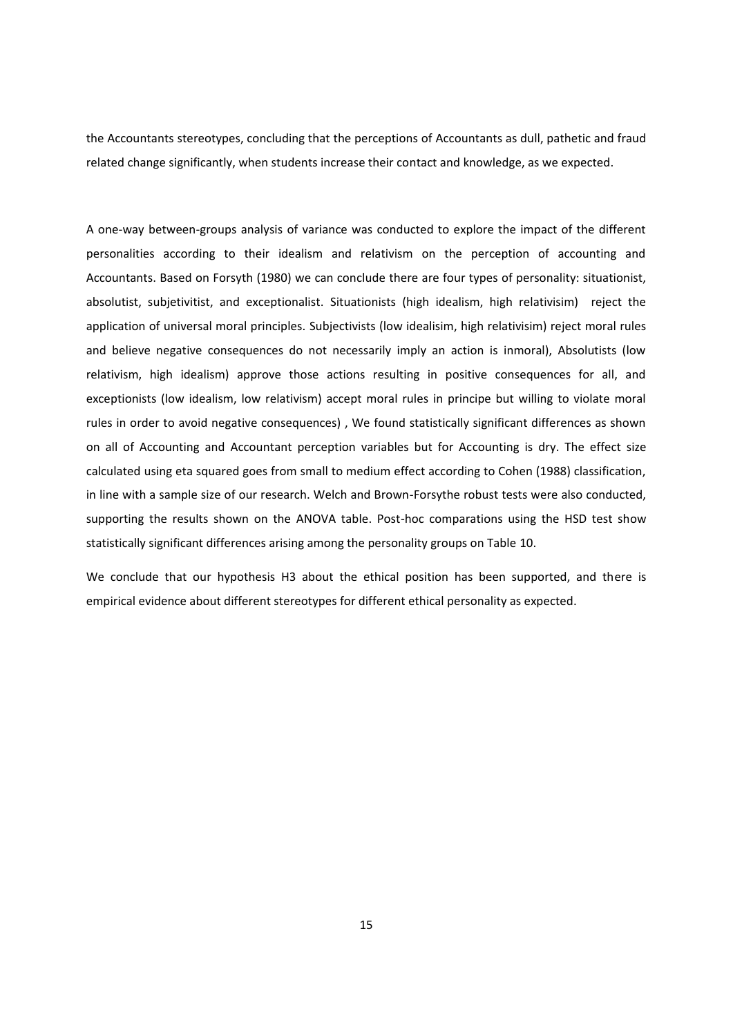the Accountants stereotypes, concluding that the perceptions of Accountants as dull, pathetic and fraud related change significantly, when students increase their contact and knowledge, as we expected.

A one-way between-groups analysis of variance was conducted to explore the impact of the different personalities according to their idealism and relativism on the perception of accounting and Accountants. Based on Forsyth (1980) we can conclude there are four types of personality: situationist, absolutist, subjetivitist, and exceptionalist. Situationists (high idealism, high relativisim) reject the application of universal moral principles. Subjectivists (low idealisim, high relativisim) reject moral rules and believe negative consequences do not necessarily imply an action is inmoral), Absolutists (low relativism, high idealism) approve those actions resulting in positive consequences for all, and exceptionists (low idealism, low relativism) accept moral rules in principe but willing to violate moral rules in order to avoid negative consequences) , We found statistically significant differences as shown on all of Accounting and Accountant perception variables but for Accounting is dry. The effect size calculated using eta squared goes from small to medium effect according to Cohen (1988) classification, in line with a sample size of our research. Welch and Brown-Forsythe robust tests were also conducted, supporting the results shown on the ANOVA table. Post-hoc comparations using the HSD test show statistically significant differences arising among the personality groups on Table 10.

We conclude that our hypothesis H3 about the ethical position has been supported, and there is empirical evidence about different stereotypes for different ethical personality as expected.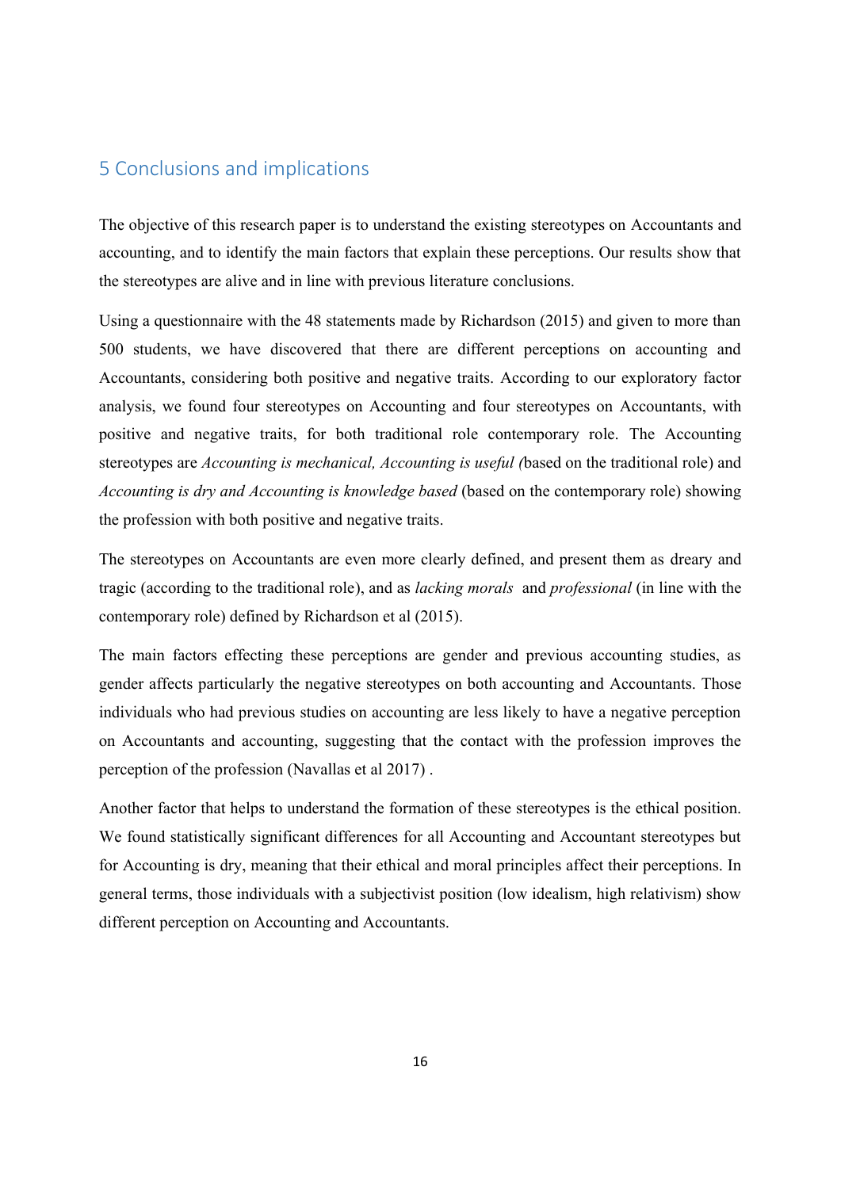## 5 Conclusions and implications

The objective of this research paper is to understand the existing stereotypes on Accountants and accounting, and to identify the main factors that explain these perceptions. Our results show that the stereotypes are alive and in line with previous literature conclusions.

Using a questionnaire with the 48 statements made by Richardson (2015) and given to more than 500 students, we have discovered that there are different perceptions on accounting and Accountants, considering both positive and negative traits. According to our exploratory factor analysis, we found four stereotypes on Accounting and four stereotypes on Accountants, with positive and negative traits, for both traditional role contemporary role. The Accounting stereotypes are *Accounting is mechanical, Accounting is useful (*based on the traditional role) and *Accounting is dry and Accounting is knowledge based* (based on the contemporary role) showing the profession with both positive and negative traits.

The stereotypes on Accountants are even more clearly defined, and present them as dreary and tragic (according to the traditional role), and as *lacking morals* and *professional* (in line with the contemporary role) defined by Richardson et al (2015).

The main factors effecting these perceptions are gender and previous accounting studies, as gender affects particularly the negative stereotypes on both accounting and Accountants. Those individuals who had previous studies on accounting are less likely to have a negative perception on Accountants and accounting, suggesting that the contact with the profession improves the perception of the profession (Navallas et al 2017) .

Another factor that helps to understand the formation of these stereotypes is the ethical position. We found statistically significant differences for all Accounting and Accountant stereotypes but for Accounting is dry, meaning that their ethical and moral principles affect their perceptions. In general terms, those individuals with a subjectivist position (low idealism, high relativism) show different perception on Accounting and Accountants.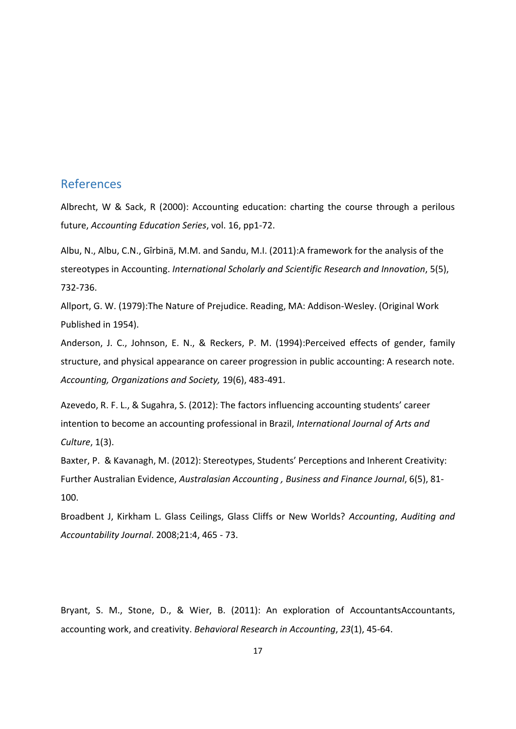## References

Albrecht, W & Sack, R (2000): Accounting education: charting the course through a perilous future, *Accounting Education Series*, vol. 16, pp1-72.

Albu, N., Albu, C.N., Gîrbinä, M.M. and Sandu, M.I. (2011):A framework for the analysis of the stereotypes in Accounting. *International Scholarly and Scientific Research and Innovation*, 5(5), 732-736.

Allport, G. W. (1979):The Nature of Prejudice. Reading, MA: Addison-Wesley. (Original Work Published in 1954).

Anderson, J. C., Johnson, E. N., & Reckers, P. M. (1994):Perceived effects of gender, family structure, and physical appearance on career progression in public accounting: A research note. *Accounting, Organizations and Society,* 19(6), 483-491.

Azevedo, R. F. L., & Sugahra, S. (2012): The factors influencing accounting students' career intention to become an accounting professional in Brazil, *International Journal of Arts and Culture*, 1(3).

Baxter, P. & Kavanagh, M. (2012): Stereotypes, Students' Perceptions and Inherent Creativity: Further Australian Evidence, *Australasian Accounting , Business and Finance Journal*, 6(5), 81-100.

Broadbent J, Kirkham L. Glass Ceilings, Glass Cliffs or New Worlds? *Accounting*, *Auditing and Accountability Journal*. 2008;21:4, 465 - 73.

Bryant, S. M., Stone, D., & Wier, B. (2011): An exploration of AccountantsAccountants, accounting work, and creativity. *Behavioral Research in Accounting*, *23*(1), 45-64.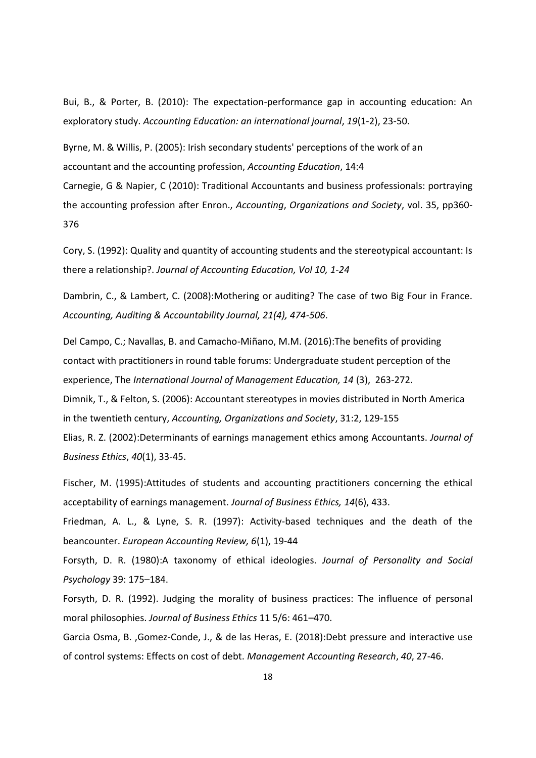Bui, B., & Porter, B. (2010): The expectation-performance gap in accounting education: An exploratory study. *Accounting Education: an international journal*, *19*(1-2), 23-50.

Byrne, M. & Willis, P. (2005): Irish secondary students' perceptions of the work of an accountant and the accounting profession, *Accounting Education*, 14:4

Carnegie, G & Napier, C (2010): Traditional Accountants and business professionals: portraying the accounting profession after Enron., *Accounting*, *Organizations and Society*, vol. 35, pp360-376

Cory, S. (1992): Quality and quantity of accounting students and the stereotypical accountant: Is there a relationship?. *Journal of Accounting Education, Vol 10, 1-24*

Dambrin, C., & Lambert, C. (2008):Mothering or auditing? The case of two Big Four in France. *Accounting, Auditing & Accountability Journal, 21(4), 474-506*.

Del Campo, C.; Navallas, B. and Camacho-Miñano, M.M. (2016):The benefits of providing contact with practitioners in round table forums: Undergraduate student perception of the experience, The *International Journal of Management Education, 14* (3), 263-272.

Dimnik, T., & Felton, S. (2006): Accountant stereotypes in movies distributed in North America in the twentieth century, *Accounting, Organizations and Society*, 31:2, 129-155

Elias, R. Z. (2002):Determinants of earnings management ethics among Accountants. *Journal of Business Ethics*, *40*(1), 33-45.

Fischer, M. (1995):Attitudes of students and accounting practitioners concerning the ethical acceptability of earnings management. *Journal of Business Ethics, 14*(6), 433.

Friedman, A. L., & Lyne, S. R. (1997): Activity-based techniques and the death of the beancounter. *European Accounting Review, 6*(1), 19-44

Forsyth, D. R. (1980):A taxonomy of ethical ideologies. *Journal of Personality and Social Psychology* 39: 175–184.

Forsyth, D. R. (1992). Judging the morality of business practices: The influence of personal moral philosophies. *Journal of Business Ethics* 11 5/6: 461–470.

Garcia Osma, B. ,Gomez-Conde, J., & de las Heras, E. (2018):Debt pressure and interactive use of control systems: Effects on cost of debt. *Management Accounting Research*, *40*, 27-46.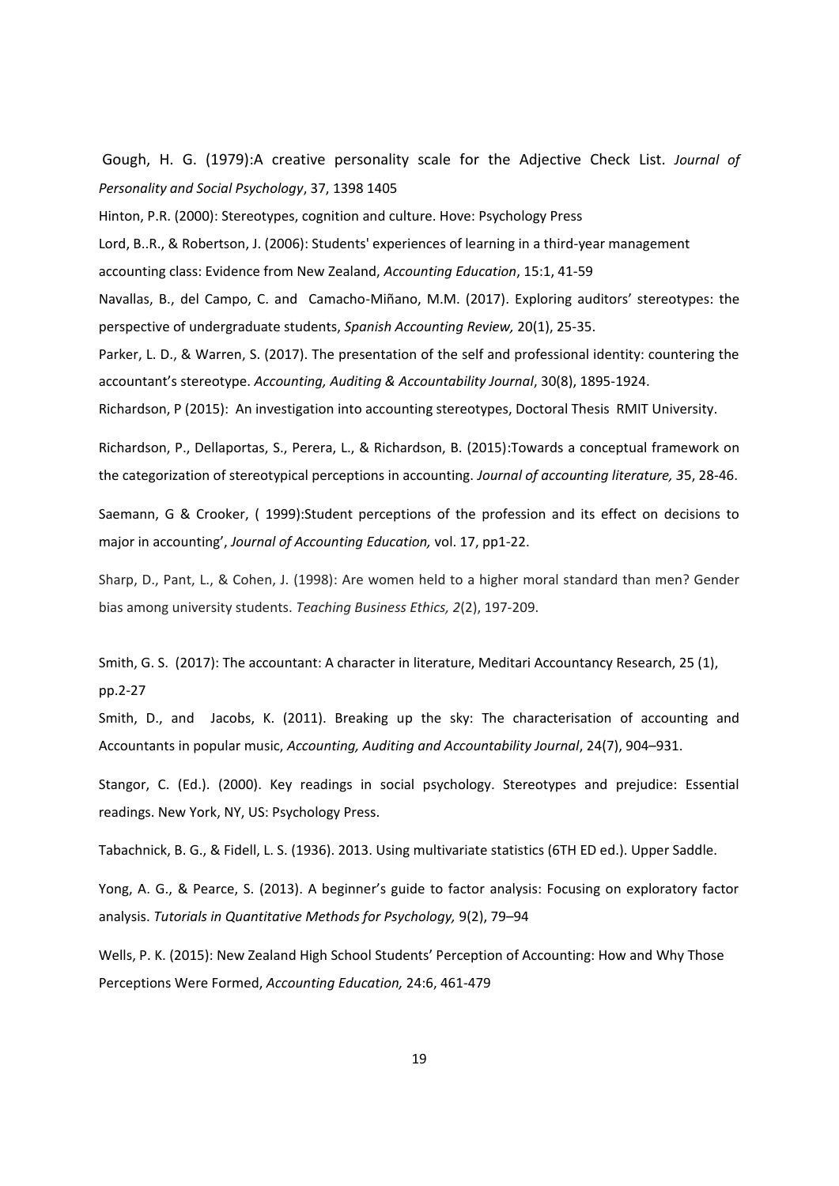Gough, H. G. (1979):A creative personality scale for the Adjective Check List. *Journal of Personality and Social Psychology*, 37, 1398 1405

Hinton, P.R. (2000): Stereotypes, cognition and culture. Hove: Psychology Press

Lord, B..R., & Robertson, J. (2006): Students' experiences of learning in a third-year management accounting class: Evidence from New Zealand, *Accounting Education*, 15:1, 41-59

Navallas, B., del Campo, C. and Camacho-Miñano, M.M. (2017). Exploring auditors' stereotypes: the perspective of undergraduate students, *Spanish Accounting Review,* 20(1), 25-35.

Parker, L. D., & Warren, S. (2017). The presentation of the self and professional identity: countering the accountant's stereotype. *Accounting, Auditing & Accountability Journal*, 30(8), 1895-1924.

Richardson, P (2015): An investigation into accounting stereotypes, Doctoral Thesis RMIT University.

Richardson, P., Dellaportas, S., Perera, L., & Richardson, B. (2015):Towards a conceptual framework on the categorization of stereotypical perceptions in accounting. *Journal of accounting literature, 3*5, 28-46.

Saemann, G & Crooker, ( 1999):Student perceptions of the profession and its effect on decisions to major in accounting', *Journal of Accounting Education,* vol. 17, pp1-22.

Sharp, D., Pant, L., & Cohen, J. (1998): Are women held to a higher moral standard than men? Gender bias among university students. *Teaching Business Ethics, 2*(2), 197-209.

Smith, G. S. (2017): The accountant: A character in literature, Meditari Accountancy Research, 25 (1), pp.2-27

Smith, D., and Jacobs, K. (2011). Breaking up the sky: The characterisation of accounting and Accountants in popular music, *Accounting, Auditing and Accountability Journal*, 24(7), 904–931.

Stangor, C. (Ed.). (2000). Key readings in social psychology. Stereotypes and prejudice: Essential readings. New York, NY, US: Psychology Press.

Tabachnick, B. G., & Fidell, L. S. (1936). 2013. Using multivariate statistics (6TH ED ed.). Upper Saddle.

Yong, A. G., & Pearce, S. (2013). A beginner's guide to factor analysis: Focusing on exploratory factor analysis. *Tutorials in Quantitative Methods for Psychology,* 9(2), 79–94

Wells, P. K. (2015): New Zealand High School Students' Perception of Accounting: How and Why Those Perceptions Were Formed, *Accounting Education,* 24:6, 461-479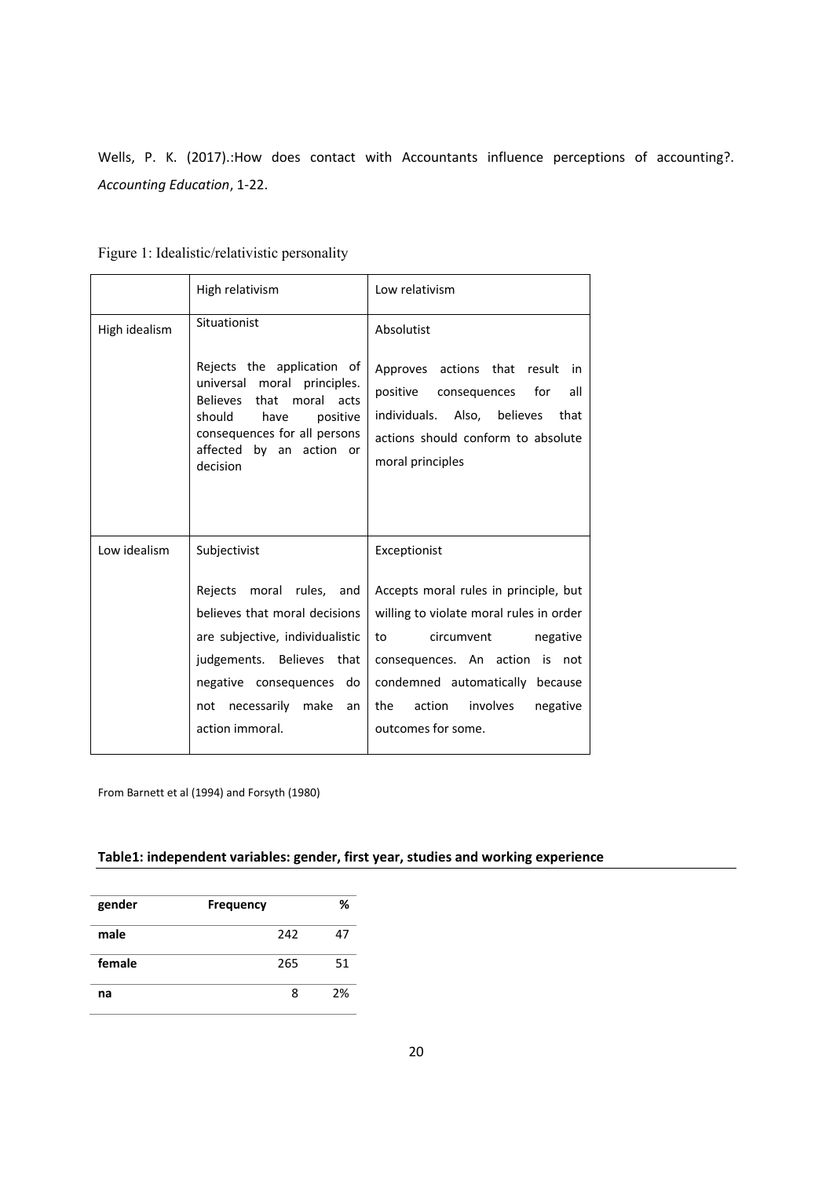Wells, P. K. (2017).:How does contact with Accountants influence perceptions of accounting?. *Accounting Education*, 1-22.

Figure 1: Idealistic/relativistic personality

| | High relativism | Low relativism |
|---|---|---|
| High idealism | Situationist<br><br>Rejects the application of universal moral principles. Believes that moral acts should have positive consequences for all persons affected by an action or decision | Absolutist<br><br>Approves actions that result in positive consequences for all individuals. Also, believes that actions should conform to absolute moral principles |
| Low idealism | Subjectivist<br><br>Rejects moral rules, and believes that moral decisions are subjective, individualistic judgements. Believes that negative consequences do not necessarily make an action immoral. | Exceptionist<br><br>Accepts moral rules in principle, but willing to violate moral rules in order to circumvent negative consequences. An action is not condemned automatically because the action involves negative outcomes for some. |

From Barnett et al (1994) and Forsyth (1980)

**Table1: independent variables: gender, first year, studies and working experience**

| gender | Frequency | % |
|---|---|---|
| male | 242 | 47 |
| female | 265 | 51 |
| na | 8 | 2% |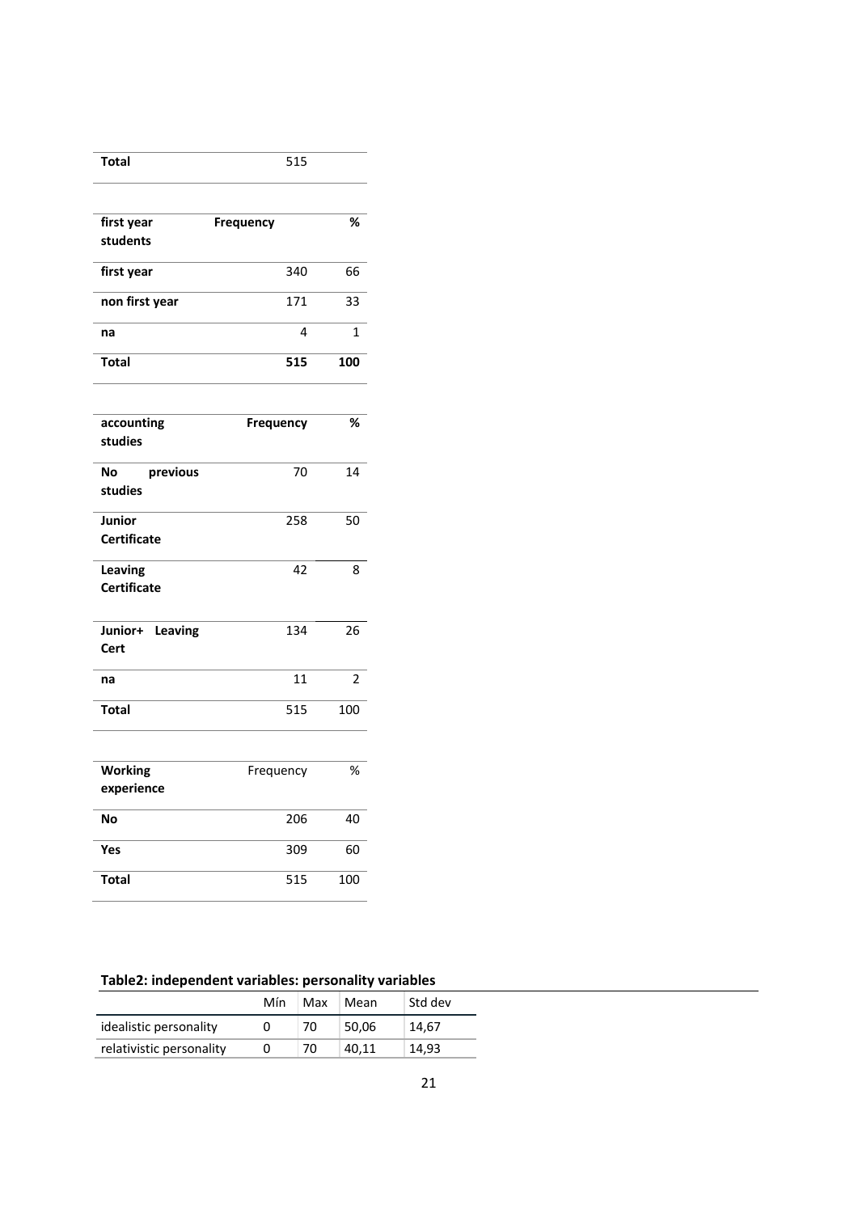| **Total** | 515 | |
|---|---|---|

| **first year students** | **Frequency** | **%** |
|---|---|---|
| **first year** | 340 | 66 |
| **non first year** | 171 | 33 |
| **na** | 4 | 1 |
| **Total** | **515** | **100** |

| **accounting studies** | **Frequency** | **%** |
|---|---|---|
| **No previous studies** | 70 | 14 |
| **Junior Certificate** | 258 | 50 |
| **Leaving Certificate** | 42 | 8 |
| **Junior+ Leaving Cert** | 134 | 26 |
| **na** | 11 | 2 |
| **Total** | 515 | 100 |

| **Working experience** | Frequency | % |
|---|---|---|
| **No** | 206 | 40 |
| **Yes** | 309 | 60 |
| **Total** | 515 | 100 |

**Table2: independent variables: personality variables**

| | Mín | Max | Mean | Std dev |
|---|---|---|---|---|
| idealistic personality | 0 | 70 | 50,06 | 14,67 |
| relativistic personality | 0 | 70 | 40,11 | 14,93 |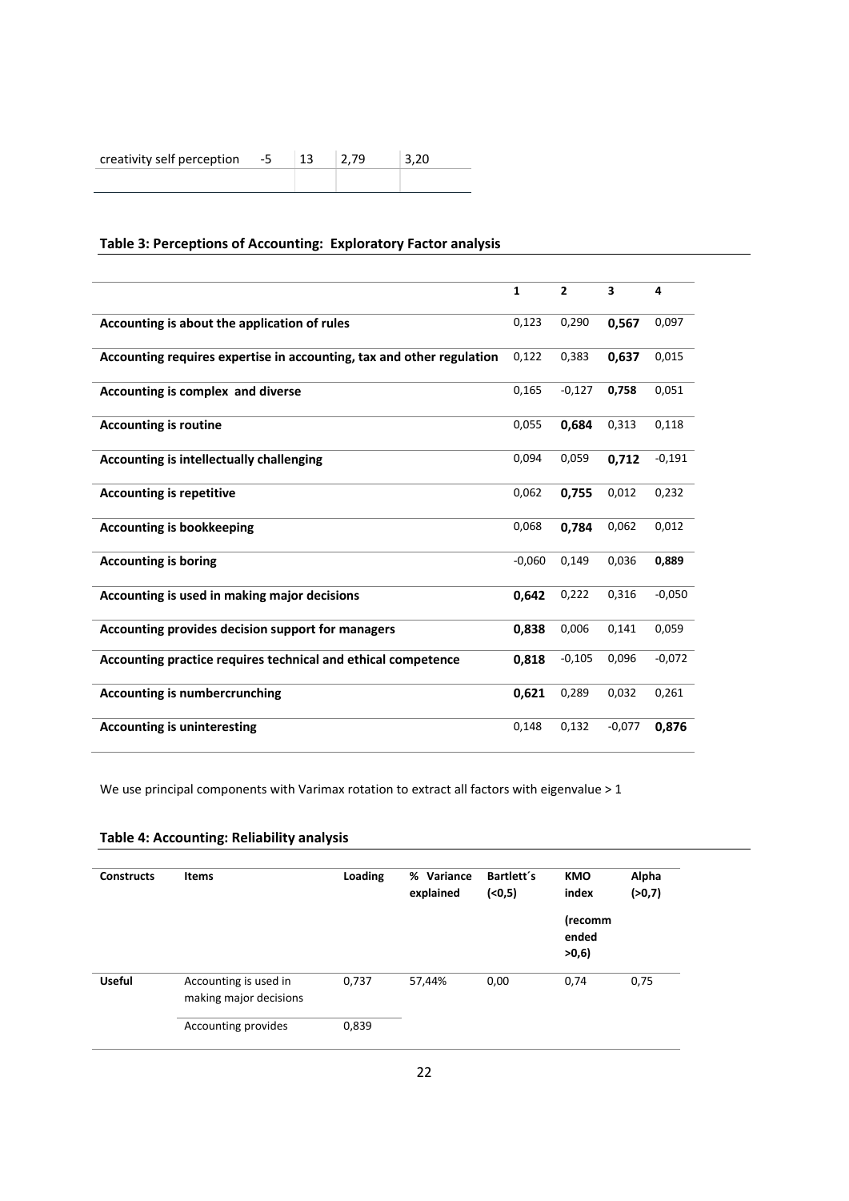| creativity self perception | -5 | 13 | 2,79 | 3,20 |
|---|---|---|---|---|
| | | | | |

**Table 3: Perceptions of Accounting: Exploratory Factor analysis**

| | 1 | 2 | 3 | 4 |
|---|---|---|---|---|
| **Accounting is about the application of rules** | 0,123 | 0,290 | **0,567** | 0,097 |
| **Accounting requires expertise in accounting, tax and other regulation** | 0,122 | 0,383 | **0,637** | 0,015 |
| **Accounting is complex and diverse** | 0,165 | -0,127 | **0,758** | 0,051 |
| **Accounting is routine** | 0,055 | **0,684** | 0,313 | 0,118 |
| **Accounting is intellectually challenging** | 0,094 | 0,059 | **0,712** | -0,191 |
| **Accounting is repetitive** | 0,062 | **0,755** | 0,012 | 0,232 |
| **Accounting is bookkeeping** | 0,068 | **0,784** | 0,062 | 0,012 |
| **Accounting is boring** | -0,060 | 0,149 | 0,036 | **0,889** |
| **Accounting is used in making major decisions** | **0,642** | 0,222 | 0,316 | -0,050 |
| **Accounting provides decision support for managers** | **0,838** | 0,006 | 0,141 | 0,059 |
| **Accounting practice requires technical and ethical competence** | **0,818** | -0,105 | 0,096 | -0,072 |
| **Accounting is numbercrunching** | **0,621** | 0,289 | 0,032 | 0,261 |
| **Accounting is uninteresting** | 0,148 | 0,132 | -0,077 | **0,876** |

We use principal components with Varimax rotation to extract all factors with eigenvalue > 1

**Table 4: Accounting: Reliability analysis**

| **Constructs** | **Items** | **Loading** | **% Variance explained** | **Bartlett´s (<0,5)** | **KMO index (recommended >0,6)** | **Alpha (>0,7)** |
|---|---|---|---|---|---|---|
| **Useful** | Accounting is used in making major decisions | 0,737 | 57,44% | 0,00 | 0,74 | 0,75 |
| | Accounting provides | 0,839 | | | | |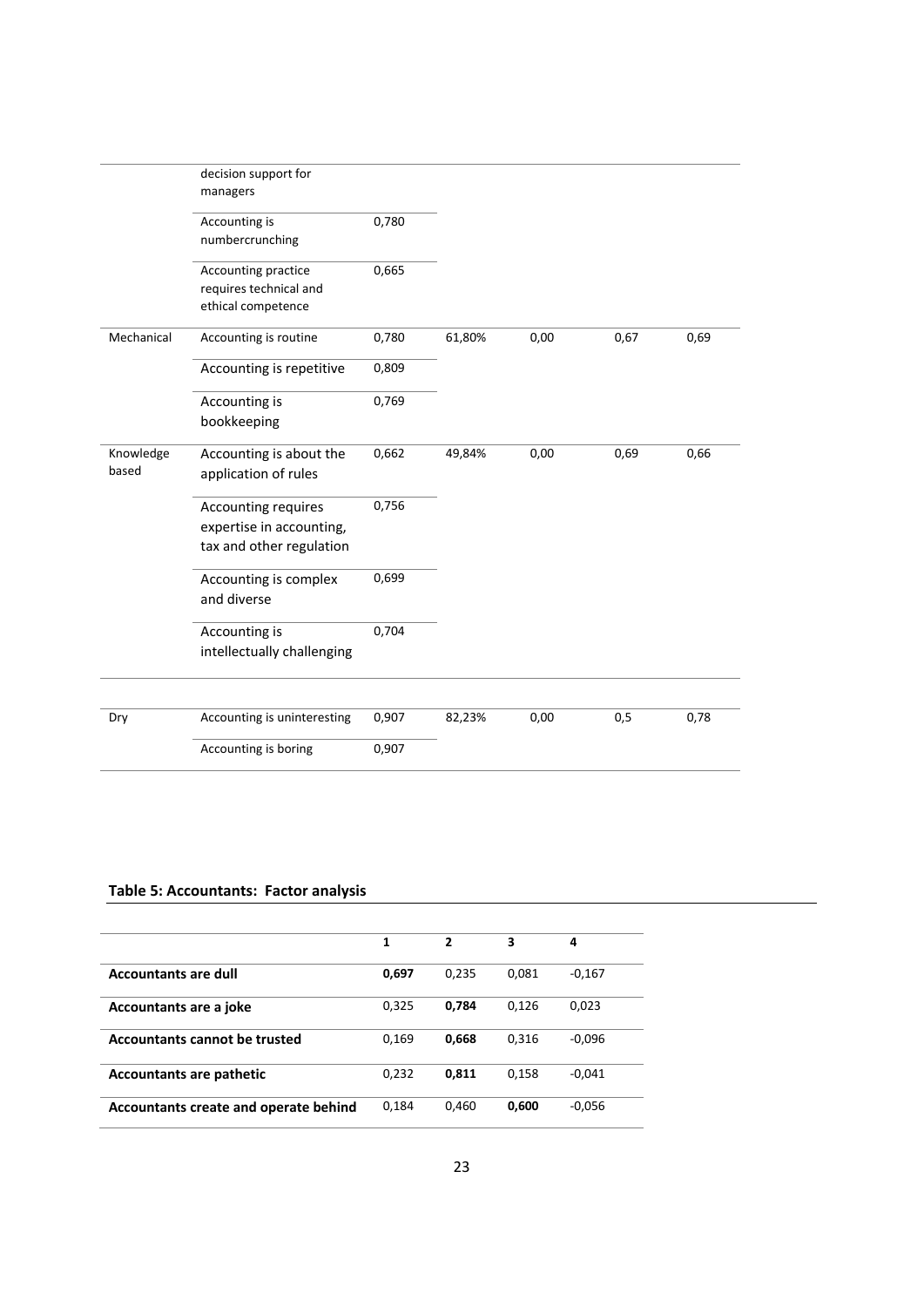|  |  |  |  |  |  |  |
|---|---|---|---|---|---|---|
|  | decision support for managers |  |  |  |  |  |
|  | Accounting is numbercrunching | 0,780 |  |  |  |  |
|  | Accounting practice requires technical and ethical competence | 0,665 |  |  |  |  |
| Mechanical | Accounting is routine | 0,780 | 61,80% | 0,00 | 0,67 | 0,69 |
|  | Accounting is repetitive | 0,809 |  |  |  |  |
|  | Accounting is bookkeeping | 0,769 |  |  |  |  |
| Knowledge based | Accounting is about the application of rules | 0,662 | 49,84% | 0,00 | 0,69 | 0,66 |
|  | Accounting requires expertise in accounting, tax and other regulation | 0,756 |  |  |  |  |
|  | Accounting is complex and diverse | 0,699 |  |  |  |  |
|  | Accounting is intellectually challenging | 0,704 |  |  |  |  |
| Dry | Accounting is uninteresting | 0,907 | 82,23% | 0,00 | 0,5 | 0,78 |
|  | Accounting is boring | 0,907 |  |  |  |  |

## Table 5: Accountants: Factor analysis

|  | 1 | 2 | 3 | 4 |
|---|---|---|---|---|
| **Accountants are dull** | **0,697** | 0,235 | 0,081 | -0,167 |
| **Accountants are a joke** | 0,325 | **0,784** | 0,126 | 0,023 |
| **Accountants cannot be trusted** | 0,169 | **0,668** | 0,316 | -0,096 |
| **Accountants are pathetic** | 0,232 | **0,811** | 0,158 | -0,041 |
| **Accountants create and operate behind** | 0,184 | 0,460 | **0,600** | -0,056 |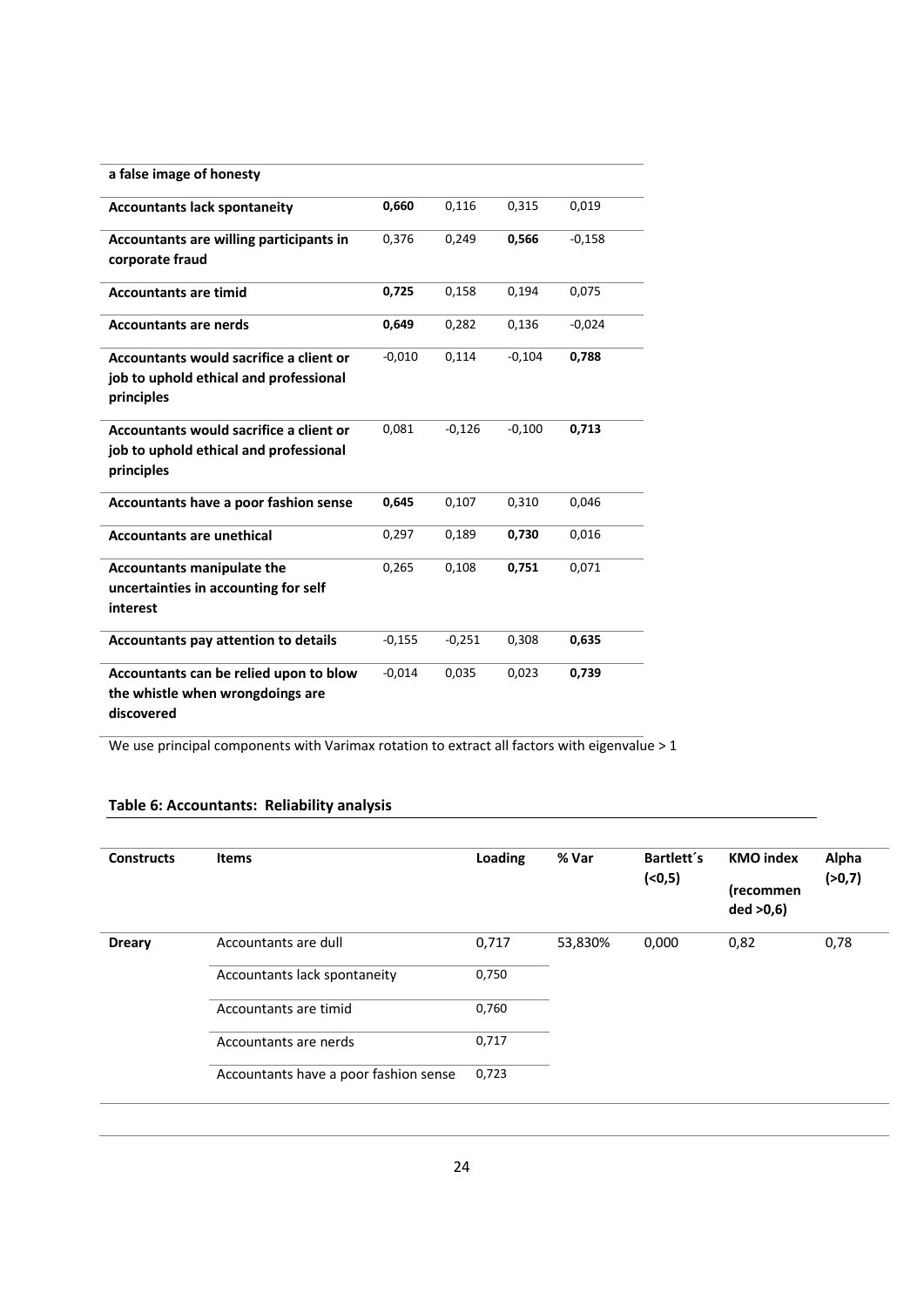| | | | | |
|---|---|---|---|---|
| **a false image of honesty** | | | | |
| **Accountants lack spontaneity** | **0,660** | 0,116 | 0,315 | 0,019 |
| **Accountants are willing participants in corporate fraud** | 0,376 | 0,249 | **0,566** | -0,158 |
| **Accountants are timid** | **0,725** | 0,158 | 0,194 | 0,075 |
| **Accountants are nerds** | **0,649** | 0,282 | 0,136 | -0,024 |
| **Accountants would sacrifice a client or job to uphold ethical and professional principles** | -0,010 | 0,114 | -0,104 | **0,788** |
| **Accountants would sacrifice a client or job to uphold ethical and professional principles** | 0,081 | -0,126 | -0,100 | **0,713** |
| **Accountants have a poor fashion sense** | **0,645** | 0,107 | 0,310 | 0,046 |
| **Accountants are unethical** | 0,297 | 0,189 | **0,730** | 0,016 |
| **Accountants manipulate the uncertainties in accounting for self interest** | 0,265 | 0,108 | **0,751** | 0,071 |
| **Accountants pay attention to details** | -0,155 | -0,251 | 0,308 | **0,635** |
| **Accountants can be relied upon to blow the whistle when wrongdoings are discovered** | -0,014 | 0,035 | 0,023 | **0,739** |

We use principal components with Varimax rotation to extract all factors with eigenvalue > 1

## Table 6: Accountants: Reliability analysis

| **Constructs** | **Items** | **Loading** | **% Var** | **Bartlett´s (<0,5)** | **KMO index (recommended >0,6)** | **Alpha (>0,7)** |
|---|---|---|---|---|---|---|
| **Dreary** | Accountants are dull | 0,717 | 53,830% | 0,000 | 0,82 | 0,78 |
| | Accountants lack spontaneity | 0,750 | | | | |
| | Accountants are timid | 0,760 | | | | |
| | Accountants are nerds | 0,717 | | | | |
| | Accountants have a poor fashion sense | 0,723 | | | | |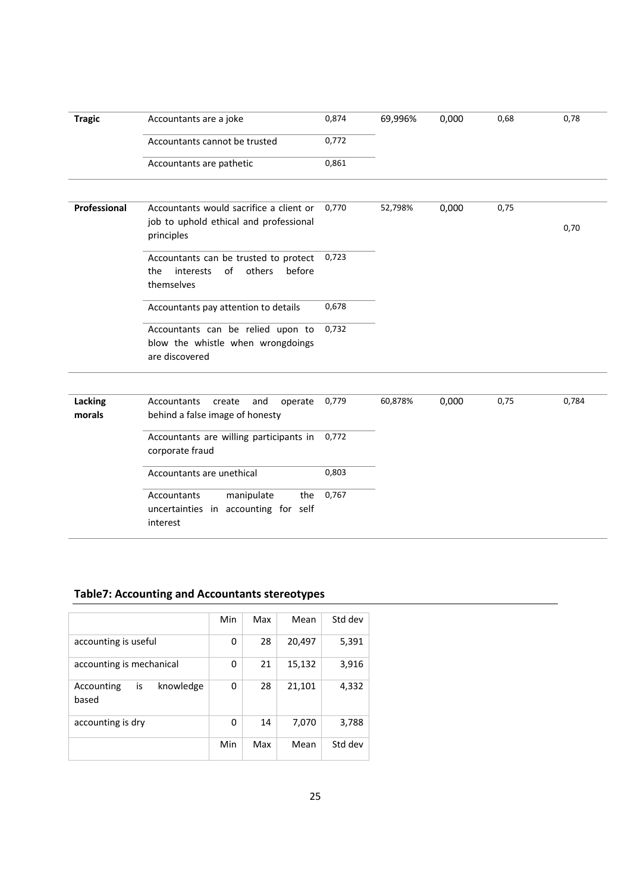| | | | | | | |
|---|---|---|---|---|---|---|
| **Tragic** | Accountants are a joke | 0,874 | 69,996% | 0,000 | 0,68 | 0,78 |
| | Accountants cannot be trusted | 0,772 | | | | |
| | Accountants are pathetic | 0,861 | | | | |
| **Professional** | Accountants would sacrifice a client or job to uphold ethical and professional principles | 0,770 | 52,798% | 0,000 | 0,75 | 0,70 |
| | Accountants can be trusted to protect the interests of others before themselves | 0,723 | | | | |
| | Accountants pay attention to details | 0,678 | | | | |
| | Accountants can be relied upon to blow the whistle when wrongdoings are discovered | 0,732 | | | | |
| **Lacking morals** | Accountants create and operate behind a false image of honesty | 0,779 | 60,878% | 0,000 | 0,75 | 0,784 |
| | Accountants are willing participants in corporate fraud | 0,772 | | | | |
| | Accountants are unethical | 0,803 | | | | |
| | Accountants manipulate the uncertainties in accounting for self interest | 0,767 | | | | |

## Table7: Accounting and Accountants stereotypes

| | Min | Max | Mean | Std dev |
|---|---|---|---|---|
| accounting is useful | 0 | 28 | 20,497 | 5,391 |
| accounting is mechanical | 0 | 21 | 15,132 | 3,916 |
| Accounting is knowledge based | 0 | 28 | 21,101 | 4,332 |
| accounting is dry | 0 | 14 | 7,070 | 3,788 |
| | Min | Max | Mean | Std dev |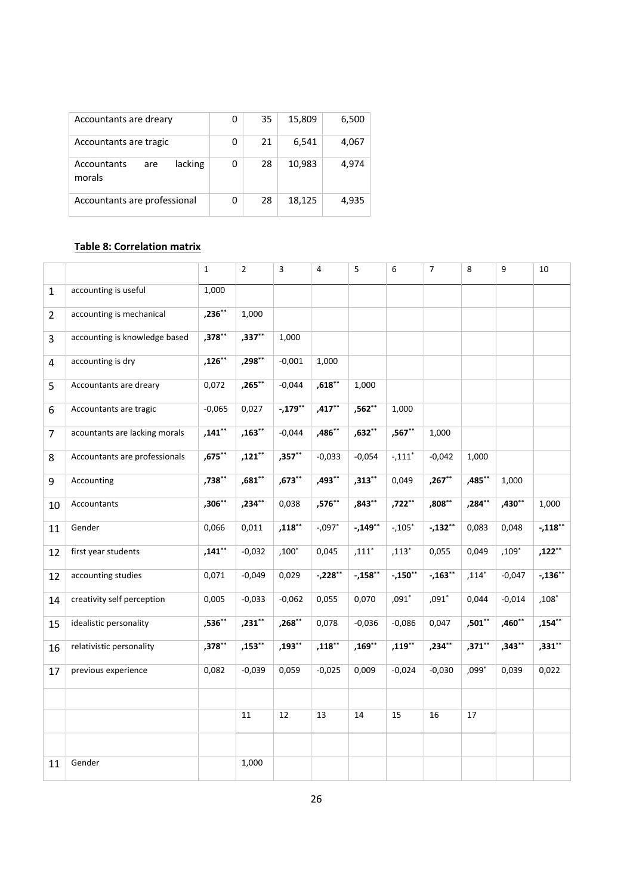| Accountants are dreary | 0 | 35 | 15,809 | 6,500 |
|---|---|---|---|---|
| Accountants are tragic | 0 | 21 | 6,541 | 4,067 |
| Accountants are lacking morals | 0 | 28 | 10,983 | 4,974 |
| Accountants are professional | 0 | 28 | 18,125 | 4,935 |

**Table 8: Correlation matrix**

| | | 1 | 2 | 3 | 4 | 5 | 6 | 7 | 8 | 9 | 10 |
|---|---|---|---|---|---|---|---|---|---|---|---|
| 1 | accounting is useful | 1,000 | | | | | | | | | |
| 2 | accounting is mechanical | **,236**** | 1,000 | | | | | | | | |
| 3 | accounting is knowledge based | **,378**** | **,337**** | 1,000 | | | | | | | |
| 4 | accounting is dry | **,126**** | **,298**** | -0,001 | 1,000 | | | | | | |
| 5 | Accountants are dreary | 0,072 | **,265**** | -0,044 | **,618**** | 1,000 | | | | | |
| 6 | Accountants are tragic | -0,065 | 0,027 | **-,179**** | **,417**** | **,562**** | 1,000 | | | | |
| 7 | acountants are lacking morals | **,141**** | **,163**** | -0,044 | **,486**** | **,632**** | **,567**** | 1,000 | | | |
| 8 | Accountants are professionals | **,675**** | **,121**** | **,357**** | -0,033 | -0,054 | -,111* | -0,042 | 1,000 | | |
| 9 | Accounting | **,738**** | **,681**** | **,673**** | **,493**** | **,313**** | 0,049 | **,267**** | **,485**** | 1,000 | |
| 10 | Accountants | **,306**** | **,234**** | 0,038 | **,576**** | **,843**** | **,722**** | **,808**** | **,284**** | **,430**** | 1,000 |
| 11 | Gender | 0,066 | 0,011 | **,118**** | -,097* | **-,149**** | -,105* | **-,132**** | 0,083 | 0,048 | **-,118**** |
| 12 | first year students | **,141**** | -0,032 | ,100* | 0,045 | ,111* | ,113* | 0,055 | 0,049 | ,109* | **,122**** |
| 12 | accounting studies | 0,071 | -0,049 | 0,029 | **-,228**** | **-,158**** | **-,150**** | **-,163**** | ,114* | -0,047 | **-,136**** |
| 14 | creativity self perception | 0,005 | -0,033 | -0,062 | 0,055 | 0,070 | ,091* | ,091* | 0,044 | -0,014 | ,108* |
| 15 | idealistic personality | **,536**** | **,231**** | **,268**** | 0,078 | -0,036 | -0,086 | 0,047 | **,501**** | **,460**** | **,154**** |
| 16 | relativistic personality | **,378**** | **,153**** | **,193**** | **,118**** | **,169**** | **,119**** | **,234**** | **,371**** | **,343**** | **,331**** |
| 17 | previous experience | 0,082 | -0,039 | 0,059 | -0,025 | 0,009 | -0,024 | -0,030 | ,099* | 0,039 | 0,022 |
| | | | | | | | | | | | |
| | | | 11 | 12 | 13 | 14 | 15 | 16 | 17 | | |
| | | | | | | | | | | | |
| 11 | Gender | | 1,000 | | | | | | | | |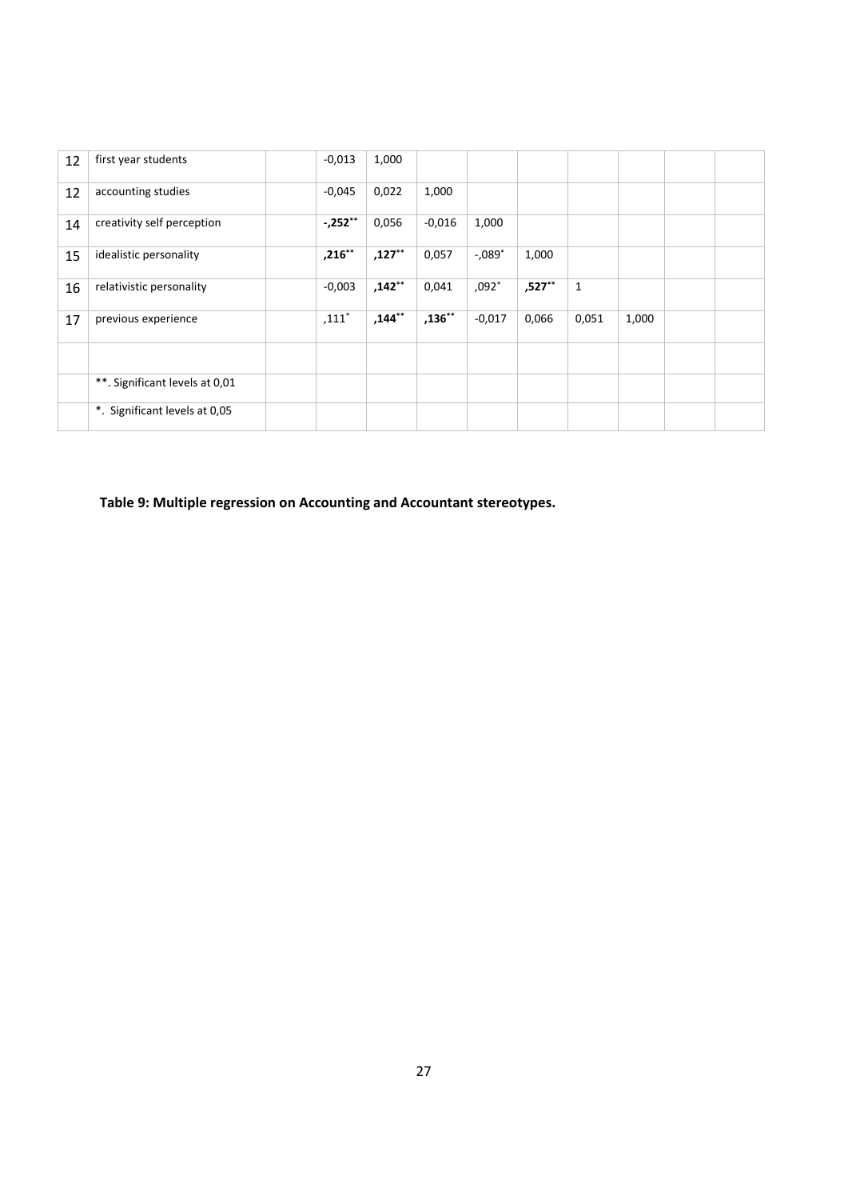| 12 | first year students | | -0,013 | 1,000 | | | | | | | |
|---|---|---|---|---|---|---|---|---|---|---|---|
| 12 | accounting studies | | -0,045 | 0,022 | 1,000 | | | | | | |
| 14 | creativity self perception | | **-,252****  | 0,056 | -0,016 | 1,000 | | | | | |
| 15 | idealistic personality | | **,216**** | **,127**** | 0,057 | -,089* | 1,000 | | | | |
| 16 | relativistic personality | | -0,003 | **,142**** | 0,041 | ,092* | **,527**** | 1 | | | |
| 17 | previous experience | | ,111* | **,144**** | **,136**** | -0,017 | 0,066 | 0,051 | 1,000 | | |
| | | | | | | | | | | | |
| | **. Significant levels at 0,01 | | | | | | | | | | |
| | *. Significant levels at 0,05 | | | | | | | | | | |

**Table 9: Multiple regression on Accounting and Accountant stereotypes.**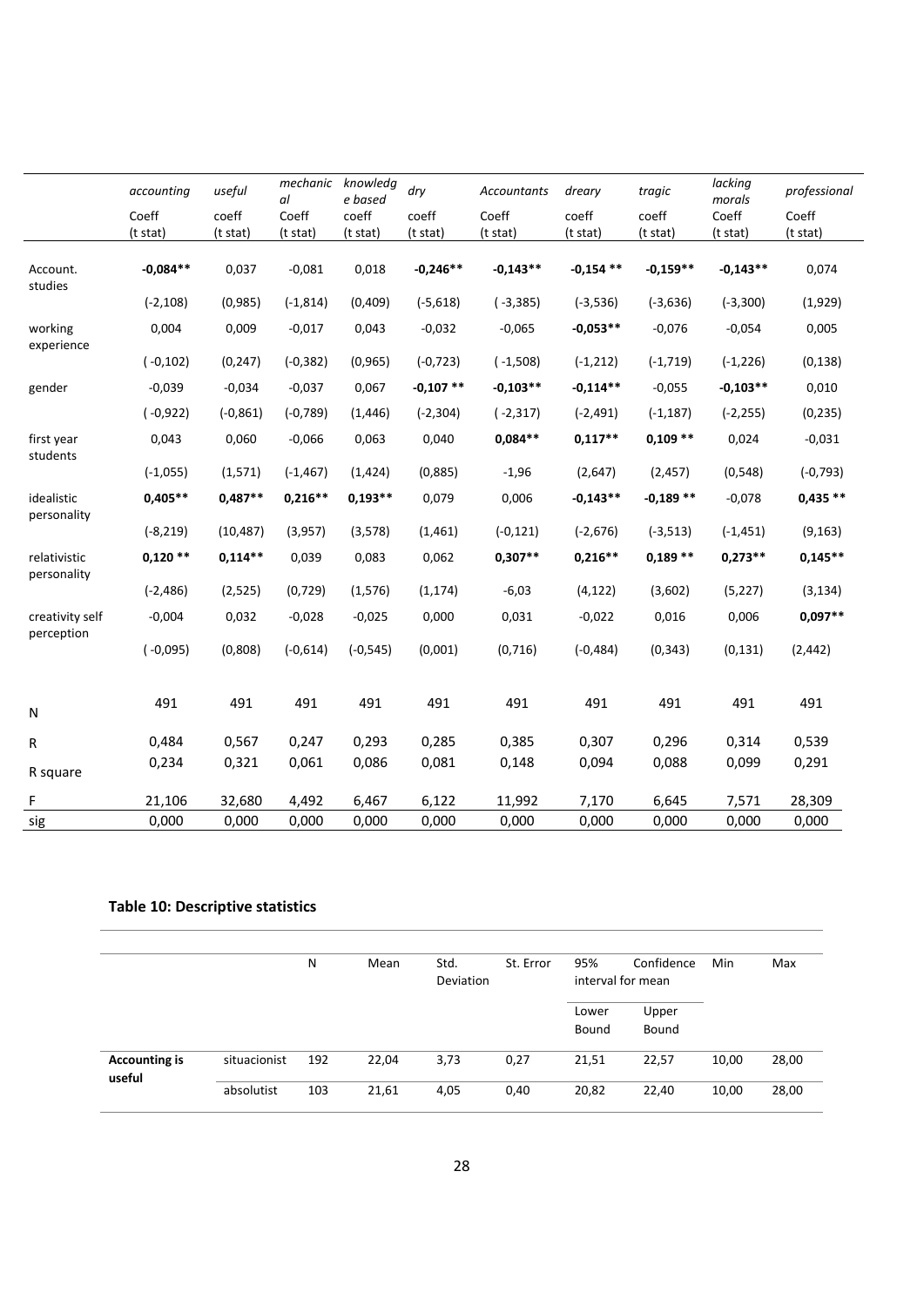| | *accounting* | *useful* | *mechanical* | *knowledge based* | *dry* | *Accountants* | *dreary* | *tragic* | *lacking morals* | *professional* |
|---|---|---|---|---|---|---|---|---|---|---|
| | Coeff (t stat) | coeff (t stat) | Coeff (t stat) | coeff (t stat) | coeff (t stat) | Coeff (t stat) | coeff (t stat) | coeff (t stat) | Coeff (t stat) | Coeff (t stat) |
| Account. studies | **-0,084**** | 0,037 | -0,081 | 0,018 | **-0,246**** | **-0,143**** | **-0,154 **** | **-0,159**** | **-0,143**** | 0,074 |
| | (-2,108) | (0,985) | (-1,814) | (0,409) | (-5,618) | ( -3,385) | (-3,536) | (-3,636) | (-3,300) | (1,929) |
| working experience | 0,004 | 0,009 | -0,017 | 0,043 | -0,032 | -0,065 | **-0,053**** | -0,076 | -0,054 | 0,005 |
| | ( -0,102) | (0,247) | (-0,382) | (0,965) | (-0,723) | ( -1,508) | (-1,212) | (-1,719) | (-1,226) | (0,138) |
| gender | -0,039 | -0,034 | -0,037 | 0,067 | **-0,107 **** | **-0,103**** | **-0,114**** | -0,055 | **-0,103**** | 0,010 |
| | ( -0,922) | (-0,861) | (-0,789) | (1,446) | (-2,304) | ( -2,317) | (-2,491) | (-1,187) | (-2,255) | (0,235) |
| first year students | 0,043 | 0,060 | -0,066 | 0,063 | 0,040 | **0,084**** | **0,117**** | **0,109 **** | 0,024 | -0,031 |
| | (-1,055) | (1,571) | (-1,467) | (1,424) | (0,885) | -1,96 | (2,647) | (2,457) | (0,548) | (-0,793) |
| idealistic personality | **0,405**** | **0,487**** | **0,216**** | **0,193**** | 0,079 | 0,006 | **-0,143**** | **-0,189 **** | -0,078 | **0,435 **** |
| | (-8,219) | (10,487) | (3,957) | (3,578) | (1,461) | (-0,121) | (-2,676) | (-3,513) | (-1,451) | (9,163) |
| relativistic personality | **0,120 **** | **0,114**** | 0,039 | 0,083 | 0,062 | **0,307**** | **0,216**** | **0,189 **** | **0,273**** | **0,145**** |
| | (-2,486) | (2,525) | (0,729) | (1,576) | (1,174) | -6,03 | (4,122) | (3,602) | (5,227) | (3,134) |
| creativity self perception | -0,004 | 0,032 | -0,028 | -0,025 | 0,000 | 0,031 | -0,022 | 0,016 | 0,006 | **0,097**** |
| | ( -0,095) | (0,808) | (-0,614) | (-0,545) | (0,001) | (0,716) | (-0,484) | (0,343) | (0,131) | (2,442) |
| N | 491 | 491 | 491 | 491 | 491 | 491 | 491 | 491 | 491 | 491 |
| R | 0,484 | 0,567 | 0,247 | 0,293 | 0,285 | 0,385 | 0,307 | 0,296 | 0,314 | 0,539 |
| R square | 0,234 | 0,321 | 0,061 | 0,086 | 0,081 | 0,148 | 0,094 | 0,088 | 0,099 | 0,291 |
| F | 21,106 | 32,680 | 4,492 | 6,467 | 6,122 | 11,992 | 7,170 | 6,645 | 7,571 | 28,309 |
| sig | 0,000 | 0,000 | 0,000 | 0,000 | 0,000 | 0,000 | 0,000 | 0,000 | 0,000 | 0,000 |

**Table 10: Descriptive statistics**

| | | N | Mean | Std. Deviation | St. Error | 95% Confidence interval for mean | | Min | Max |
|---|---|---|---|---|---|---|---|---|---|
| | | | | | | Lower Bound | Upper Bound | | |
| **Accounting is useful** | situacionist | 192 | 22,04 | 3,73 | 0,27 | 21,51 | 22,57 | 10,00 | 28,00 |
| | absolutist | 103 | 21,61 | 4,05 | 0,40 | 20,82 | 22,40 | 10,00 | 28,00 |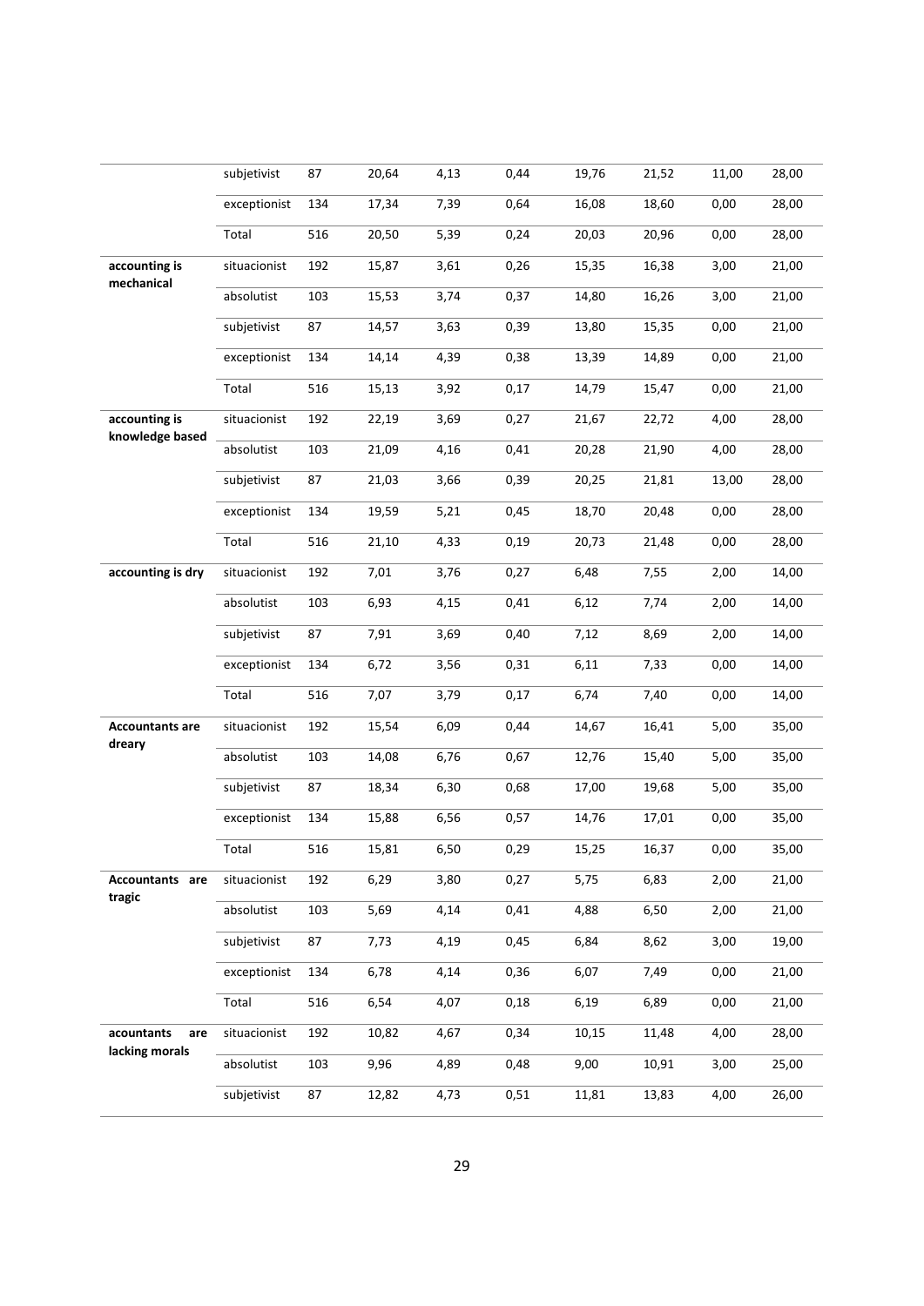| | | | | | | | | | |
|---|---|---|---|---|---|---|---|---|---|
| | subjetivist | 87 | 20,64 | 4,13 | 0,44 | 19,76 | 21,52 | 11,00 | 28,00 |
| | exceptionist | 134 | 17,34 | 7,39 | 0,64 | 16,08 | 18,60 | 0,00 | 28,00 |
| | Total | 516 | 20,50 | 5,39 | 0,24 | 20,03 | 20,96 | 0,00 | 28,00 |
| **accounting is mechanical** | situacionist | 192 | 15,87 | 3,61 | 0,26 | 15,35 | 16,38 | 3,00 | 21,00 |
| | absolutist | 103 | 15,53 | 3,74 | 0,37 | 14,80 | 16,26 | 3,00 | 21,00 |
| | subjetivist | 87 | 14,57 | 3,63 | 0,39 | 13,80 | 15,35 | 0,00 | 21,00 |
| | exceptionist | 134 | 14,14 | 4,39 | 0,38 | 13,39 | 14,89 | 0,00 | 21,00 |
| | Total | 516 | 15,13 | 3,92 | 0,17 | 14,79 | 15,47 | 0,00 | 21,00 |
| **accounting is knowledge based** | situacionist | 192 | 22,19 | 3,69 | 0,27 | 21,67 | 22,72 | 4,00 | 28,00 |
| | absolutist | 103 | 21,09 | 4,16 | 0,41 | 20,28 | 21,90 | 4,00 | 28,00 |
| | subjetivist | 87 | 21,03 | 3,66 | 0,39 | 20,25 | 21,81 | 13,00 | 28,00 |
| | exceptionist | 134 | 19,59 | 5,21 | 0,45 | 18,70 | 20,48 | 0,00 | 28,00 |
| | Total | 516 | 21,10 | 4,33 | 0,19 | 20,73 | 21,48 | 0,00 | 28,00 |
| **accounting is dry** | situacionist | 192 | 7,01 | 3,76 | 0,27 | 6,48 | 7,55 | 2,00 | 14,00 |
| | absolutist | 103 | 6,93 | 4,15 | 0,41 | 6,12 | 7,74 | 2,00 | 14,00 |
| | subjetivist | 87 | 7,91 | 3,69 | 0,40 | 7,12 | 8,69 | 2,00 | 14,00 |
| | exceptionist | 134 | 6,72 | 3,56 | 0,31 | 6,11 | 7,33 | 0,00 | 14,00 |
| | Total | 516 | 7,07 | 3,79 | 0,17 | 6,74 | 7,40 | 0,00 | 14,00 |
| **Accountants are dreary** | situacionist | 192 | 15,54 | 6,09 | 0,44 | 14,67 | 16,41 | 5,00 | 35,00 |
| | absolutist | 103 | 14,08 | 6,76 | 0,67 | 12,76 | 15,40 | 5,00 | 35,00 |
| | subjetivist | 87 | 18,34 | 6,30 | 0,68 | 17,00 | 19,68 | 5,00 | 35,00 |
| | exceptionist | 134 | 15,88 | 6,56 | 0,57 | 14,76 | 17,01 | 0,00 | 35,00 |
| | Total | 516 | 15,81 | 6,50 | 0,29 | 15,25 | 16,37 | 0,00 | 35,00 |
| **Accountants are tragic** | situacionist | 192 | 6,29 | 3,80 | 0,27 | 5,75 | 6,83 | 2,00 | 21,00 |
| | absolutist | 103 | 5,69 | 4,14 | 0,41 | 4,88 | 6,50 | 2,00 | 21,00 |
| | subjetivist | 87 | 7,73 | 4,19 | 0,45 | 6,84 | 8,62 | 3,00 | 19,00 |
| | exceptionist | 134 | 6,78 | 4,14 | 0,36 | 6,07 | 7,49 | 0,00 | 21,00 |
| | Total | 516 | 6,54 | 4,07 | 0,18 | 6,19 | 6,89 | 0,00 | 21,00 |
| **acountants are lacking morals** | situacionist | 192 | 10,82 | 4,67 | 0,34 | 10,15 | 11,48 | 4,00 | 28,00 |
| | absolutist | 103 | 9,96 | 4,89 | 0,48 | 9,00 | 10,91 | 3,00 | 25,00 |
| | subjetivist | 87 | 12,82 | 4,73 | 0,51 | 11,81 | 13,83 | 4,00 | 26,00 |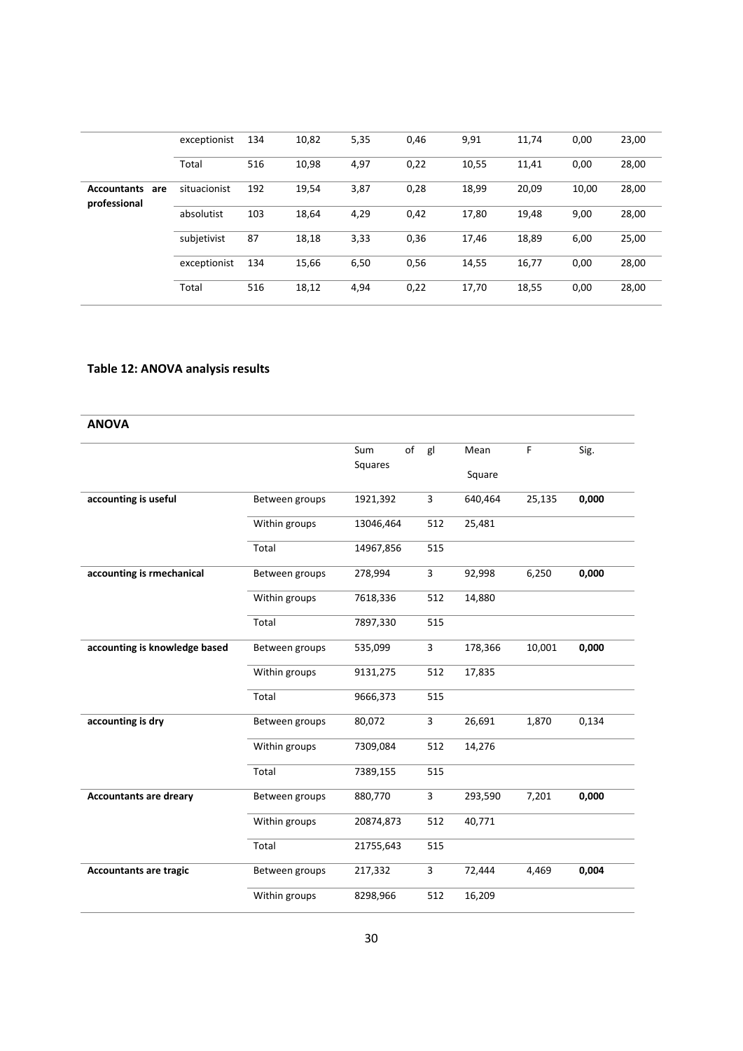| | | | | | | | | | |
|---|---|---|---|---|---|---|---|---|---|
| | exceptionist | 134 | 10,82 | 5,35 | 0,46 | 9,91 | 11,74 | 0,00 | 23,00 |
| | Total | 516 | 10,98 | 4,97 | 0,22 | 10,55 | 11,41 | 0,00 | 28,00 |
| **Accountants are professional** | situacionist | 192 | 19,54 | 3,87 | 0,28 | 18,99 | 20,09 | 10,00 | 28,00 |
| | absolutist | 103 | 18,64 | 4,29 | 0,42 | 17,80 | 19,48 | 9,00 | 28,00 |
| | subjetivist | 87 | 18,18 | 3,33 | 0,36 | 17,46 | 18,89 | 6,00 | 25,00 |
| | exceptionist | 134 | 15,66 | 6,50 | 0,56 | 14,55 | 16,77 | 0,00 | 28,00 |
| | Total | 516 | 18,12 | 4,94 | 0,22 | 17,70 | 18,55 | 0,00 | 28,00 |

**Table 12: ANOVA analysis results**

**ANOVA**

| | | Sum of Squares | gl | Mean Square | F | Sig. |
|---|---|---|---|---|---|---|
| **accounting is useful** | Between groups | 1921,392 | 3 | 640,464 | 25,135 | **0,000** |
| | Within groups | 13046,464 | 512 | 25,481 | | |
| | Total | 14967,856 | 515 | | | |
| **accounting is rmechanical** | Between groups | 278,994 | 3 | 92,998 | 6,250 | **0,000** |
| | Within groups | 7618,336 | 512 | 14,880 | | |
| | Total | 7897,330 | 515 | | | |
| **accounting is knowledge based** | Between groups | 535,099 | 3 | 178,366 | 10,001 | **0,000** |
| | Within groups | 9131,275 | 512 | 17,835 | | |
| | Total | 9666,373 | 515 | | | |
| **accounting is dry** | Between groups | 80,072 | 3 | 26,691 | 1,870 | 0,134 |
| | Within groups | 7309,084 | 512 | 14,276 | | |
| | Total | 7389,155 | 515 | | | |
| **Accountants are dreary** | Between groups | 880,770 | 3 | 293,590 | 7,201 | **0,000** |
| | Within groups | 20874,873 | 512 | 40,771 | | |
| | Total | 21755,643 | 515 | | | |
| **Accountants are tragic** | Between groups | 217,332 | 3 | 72,444 | 4,469 | **0,004** |
| | Within groups | 8298,966 | 512 | 16,209 | | |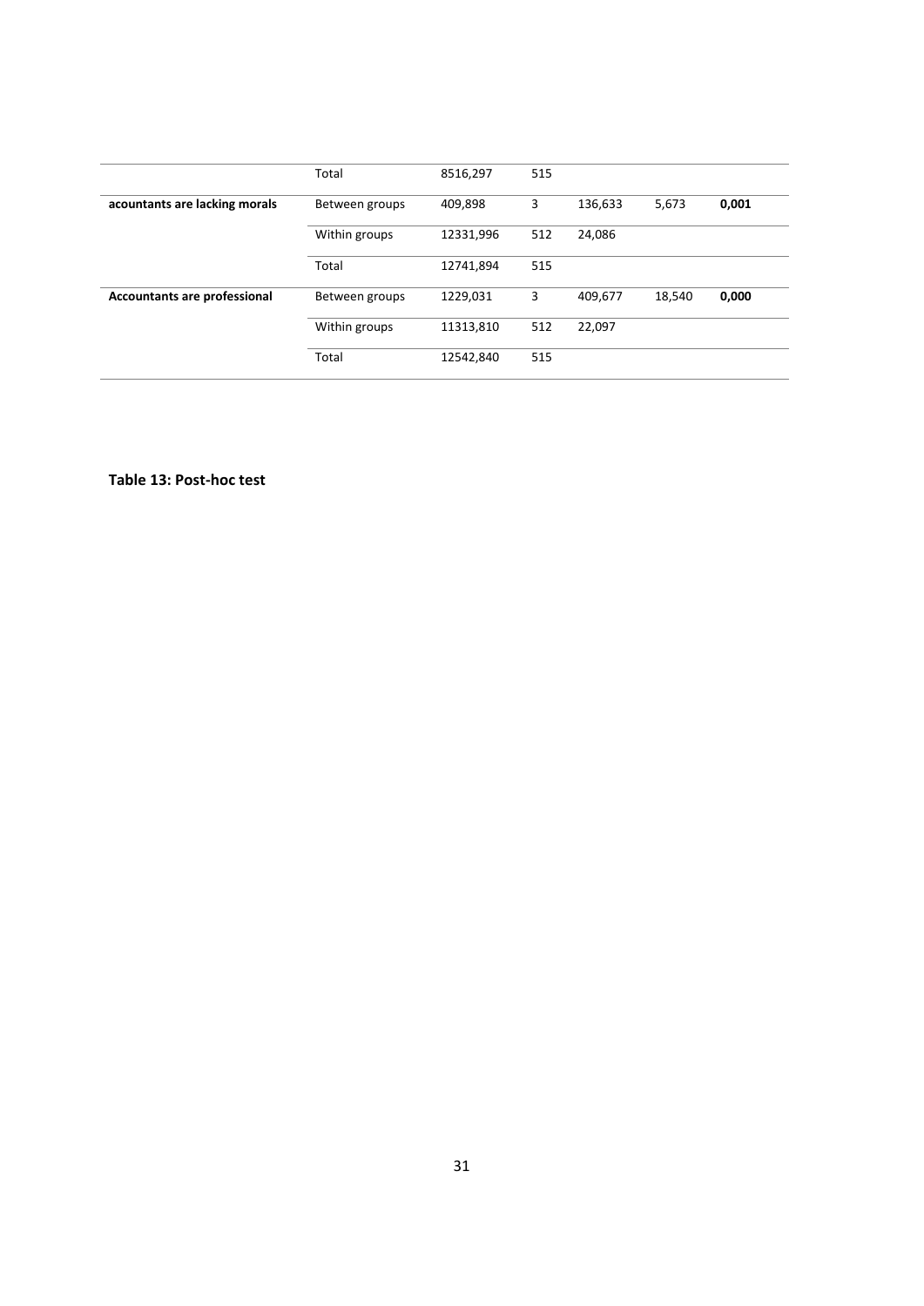| | | | | | | |
|---|---|---|---|---|---|---|
| | Total | 8516,297 | 515 | | | |
| **acountants are lacking morals** | Between groups | 409,898 | 3 | 136,633 | 5,673 | **0,001** |
| | Within groups | 12331,996 | 512 | 24,086 | | |
| | Total | 12741,894 | 515 | | | |
| **Accountants are professional** | Between groups | 1229,031 | 3 | 409,677 | 18,540 | **0,000** |
| | Within groups | 11313,810 | 512 | 22,097 | | |
| | Total | 12542,840 | 515 | | | |

**Table 13: Post-hoc test**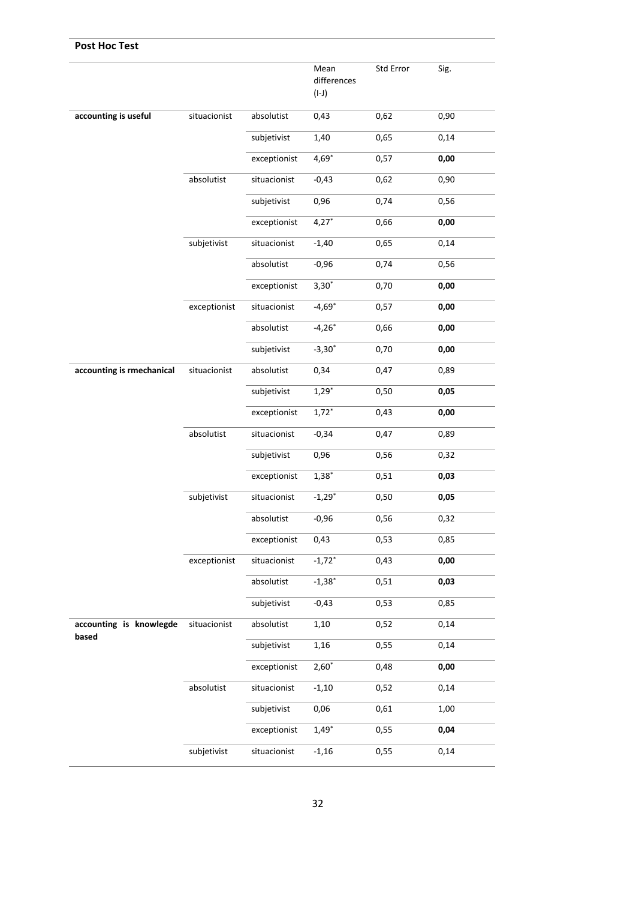**Post Hoc Test**

| | | | Mean differences (I-J) | Std Error | Sig. |
|---|---|---|---|---|---|
| **accounting is useful** | situacionist | absolutist | 0,43 | 0,62 | 0,90 |
| | | subjetivist | 1,40 | 0,65 | 0,14 |
| | | exceptionist | 4,69* | 0,57 | **0,00** |
| | absolutist | situacionist | -0,43 | 0,62 | 0,90 |
| | | subjetivist | 0,96 | 0,74 | 0,56 |
| | | exceptionist | 4,27* | 0,66 | **0,00** |
| | subjetivist | situacionist | -1,40 | 0,65 | 0,14 |
| | | absolutist | -0,96 | 0,74 | 0,56 |
| | | exceptionist | 3,30* | 0,70 | **0,00** |
| | exceptionist | situacionist | -4,69* | 0,57 | **0,00** |
| | | absolutist | -4,26* | 0,66 | **0,00** |
| | | subjetivist | -3,30* | 0,70 | **0,00** |
| **accounting is rmechanical** | situacionist | absolutist | 0,34 | 0,47 | 0,89 |
| | | subjetivist | 1,29* | 0,50 | **0,05** |
| | | exceptionist | 1,72* | 0,43 | **0,00** |
| | absolutist | situacionist | -0,34 | 0,47 | 0,89 |
| | | subjetivist | 0,96 | 0,56 | 0,32 |
| | | exceptionist | 1,38* | 0,51 | **0,03** |
| | subjetivist | situacionist | -1,29* | 0,50 | **0,05** |
| | | absolutist | -0,96 | 0,56 | 0,32 |
| | | exceptionist | 0,43 | 0,53 | 0,85 |
| | exceptionist | situacionist | -1,72* | 0,43 | **0,00** |
| | | absolutist | -1,38* | 0,51 | **0,03** |
| | | subjetivist | -0,43 | 0,53 | 0,85 |
| **accounting is knowlegde based** | situacionist | absolutist | 1,10 | 0,52 | 0,14 |
| | | subjetivist | 1,16 | 0,55 | 0,14 |
| | | exceptionist | 2,60* | 0,48 | **0,00** |
| | absolutist | situacionist | -1,10 | 0,52 | 0,14 |
| | | subjetivist | 0,06 | 0,61 | 1,00 |
| | | exceptionist | 1,49* | 0,55 | **0,04** |
| | subjetivist | situacionist | -1,16 | 0,55 | 0,14 |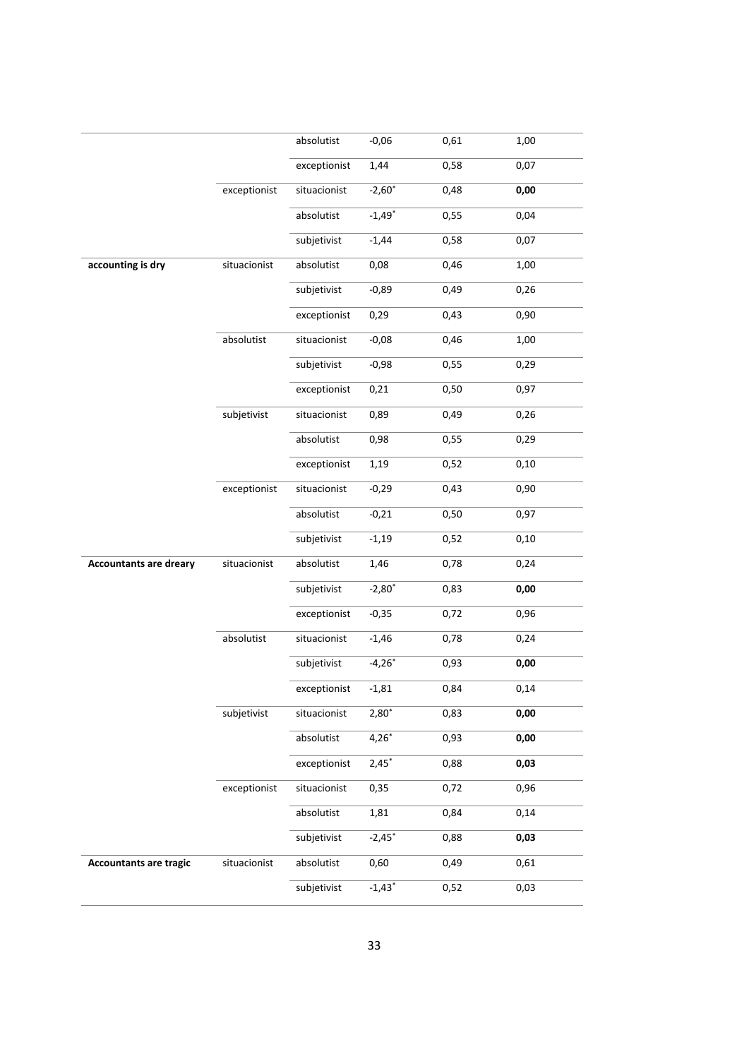| | | | | | |
|---|---|---|---|---|---|
| | | absolutist | -0,06 | 0,61 | 1,00 |
| | | exceptionist | 1,44 | 0,58 | 0,07 |
| | exceptionist | situacionist | -2,60* | 0,48 | **0,00** |
| | | absolutist | -1,49* | 0,55 | 0,04 |
| | | subjetivist | -1,44 | 0,58 | 0,07 |
| **accounting is dry** | situacionist | absolutist | 0,08 | 0,46 | 1,00 |
| | | subjetivist | -0,89 | 0,49 | 0,26 |
| | | exceptionist | 0,29 | 0,43 | 0,90 |
| | absolutist | situacionist | -0,08 | 0,46 | 1,00 |
| | | subjetivist | -0,98 | 0,55 | 0,29 |
| | | exceptionist | 0,21 | 0,50 | 0,97 |
| | subjetivist | situacionist | 0,89 | 0,49 | 0,26 |
| | | absolutist | 0,98 | 0,55 | 0,29 |
| | | exceptionist | 1,19 | 0,52 | 0,10 |
| | exceptionist | situacionist | -0,29 | 0,43 | 0,90 |
| | | absolutist | -0,21 | 0,50 | 0,97 |
| | | subjetivist | -1,19 | 0,52 | 0,10 |
| **Accountants are dreary** | situacionist | absolutist | 1,46 | 0,78 | 0,24 |
| | | subjetivist | -2,80* | 0,83 | **0,00** |
| | | exceptionist | -0,35 | 0,72 | 0,96 |
| | absolutist | situacionist | -1,46 | 0,78 | 0,24 |
| | | subjetivist | -4,26* | 0,93 | **0,00** |
| | | exceptionist | -1,81 | 0,84 | 0,14 |
| | subjetivist | situacionist | 2,80* | 0,83 | **0,00** |
| | | absolutist | 4,26* | 0,93 | **0,00** |
| | | exceptionist | 2,45* | 0,88 | **0,03** |
| | exceptionist | situacionist | 0,35 | 0,72 | 0,96 |
| | | absolutist | 1,81 | 0,84 | 0,14 |
| | | subjetivist | -2,45* | 0,88 | **0,03** |
| **Accountants are tragic** | situacionist | absolutist | 0,60 | 0,49 | 0,61 |
| | | subjetivist | -1,43* | 0,52 | 0,03 |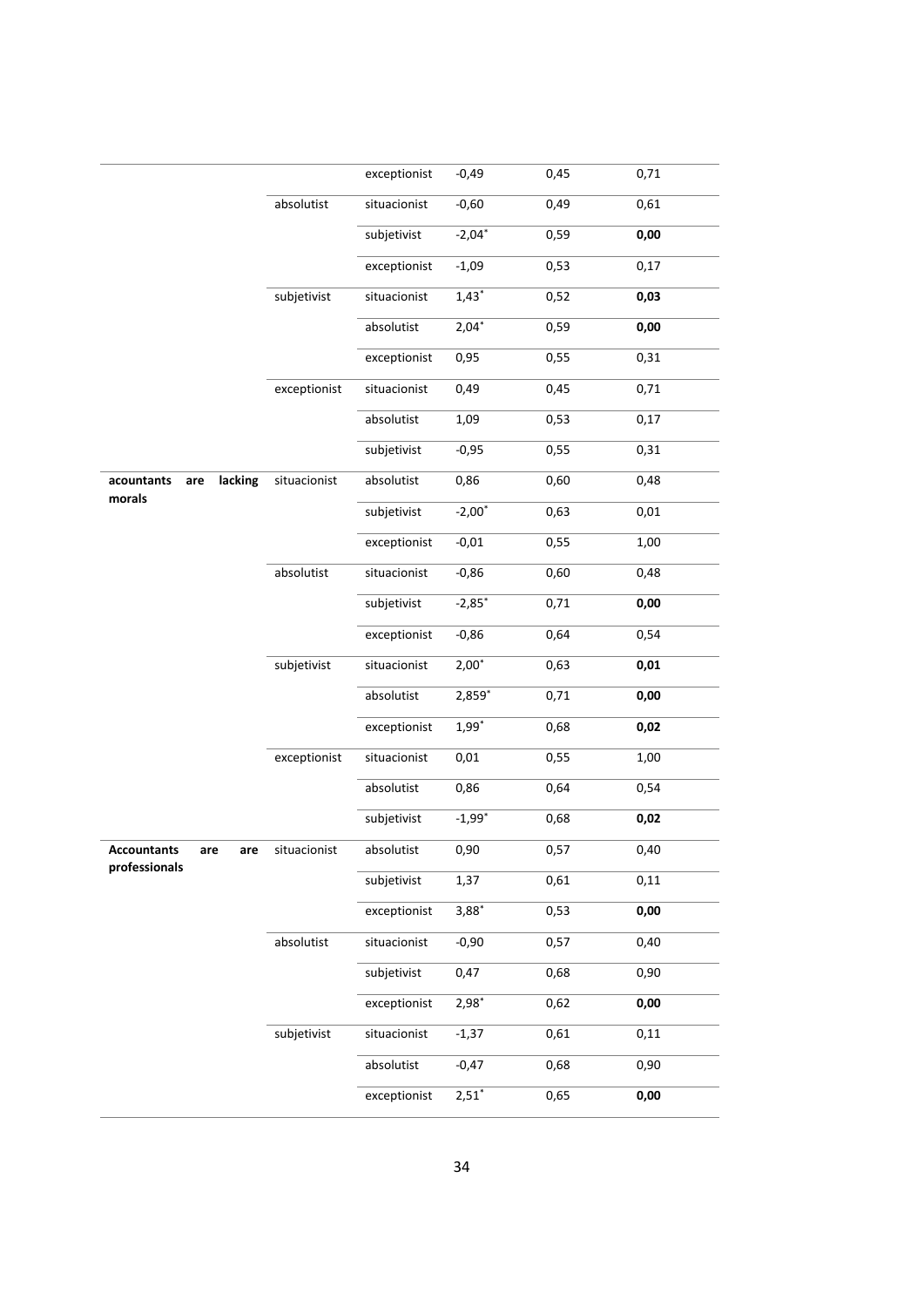| | | | | | |
|---|---|---|---|---|---|
| | | exceptionist | -0,49 | 0,45 | 0,71 |
| | absolutist | situacionist | -0,60 | 0,49 | 0,61 |
| | | subjetivist | -2,04* | 0,59 | **0,00** |
| | | exceptionist | -1,09 | 0,53 | 0,17 |
| | subjetivist | situacionist | 1,43* | 0,52 | **0,03** |
| | | absolutist | 2,04* | 0,59 | **0,00** |
| | | exceptionist | 0,95 | 0,55 | 0,31 |
| | exceptionist | situacionist | 0,49 | 0,45 | 0,71 |
| | | absolutist | 1,09 | 0,53 | 0,17 |
| | | subjetivist | -0,95 | 0,55 | 0,31 |
| **acountants are lacking morals** | situacionist | absolutist | 0,86 | 0,60 | 0,48 |
| | | subjetivist | -2,00* | 0,63 | 0,01 |
| | | exceptionist | -0,01 | 0,55 | 1,00 |
| | absolutist | situacionist | -0,86 | 0,60 | 0,48 |
| | | subjetivist | -2,85* | 0,71 | **0,00** |
| | | exceptionist | -0,86 | 0,64 | 0,54 |
| | subjetivist | situacionist | 2,00* | 0,63 | **0,01** |
| | | absolutist | 2,859* | 0,71 | **0,00** |
| | | exceptionist | 1,99* | 0,68 | **0,02** |
| | exceptionist | situacionist | 0,01 | 0,55 | 1,00 |
| | | absolutist | 0,86 | 0,64 | 0,54 |
| | | subjetivist | -1,99* | 0,68 | **0,02** |
| **Accountants are are professionals** | situacionist | absolutist | 0,90 | 0,57 | 0,40 |
| | | subjetivist | 1,37 | 0,61 | 0,11 |
| | | exceptionist | 3,88* | 0,53 | **0,00** |
| | absolutist | situacionist | -0,90 | 0,57 | 0,40 |
| | | subjetivist | 0,47 | 0,68 | 0,90 |
| | | exceptionist | 2,98* | 0,62 | **0,00** |
| | subjetivist | situacionist | -1,37 | 0,61 | 0,11 |
| | | absolutist | -0,47 | 0,68 | 0,90 |
| | | exceptionist | 2,51* | 0,65 | **0,00** |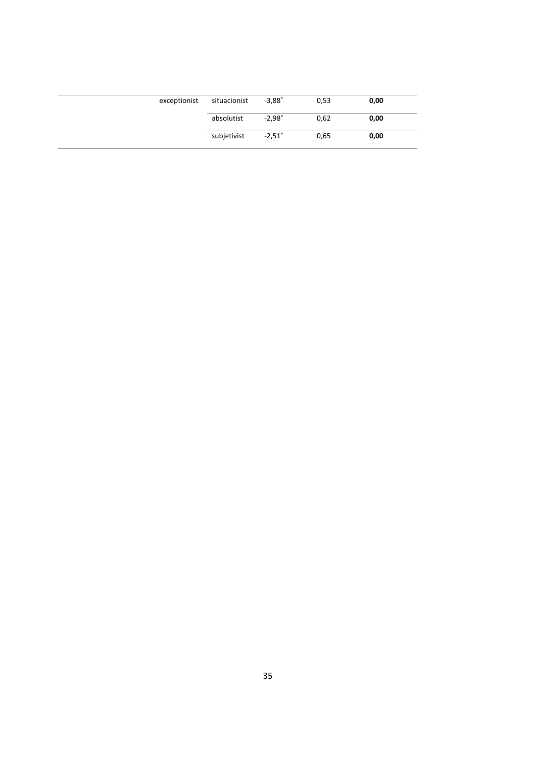| | | | | | |
|---|---|---|---|---|---|
| | exceptionist | situacionist | -3,88* | 0,53 | **0,00** |
| | | absolutist | -2,98* | 0,62 | **0,00** |
| | | subjetivist | -2,51* | 0,65 | **0,00** |